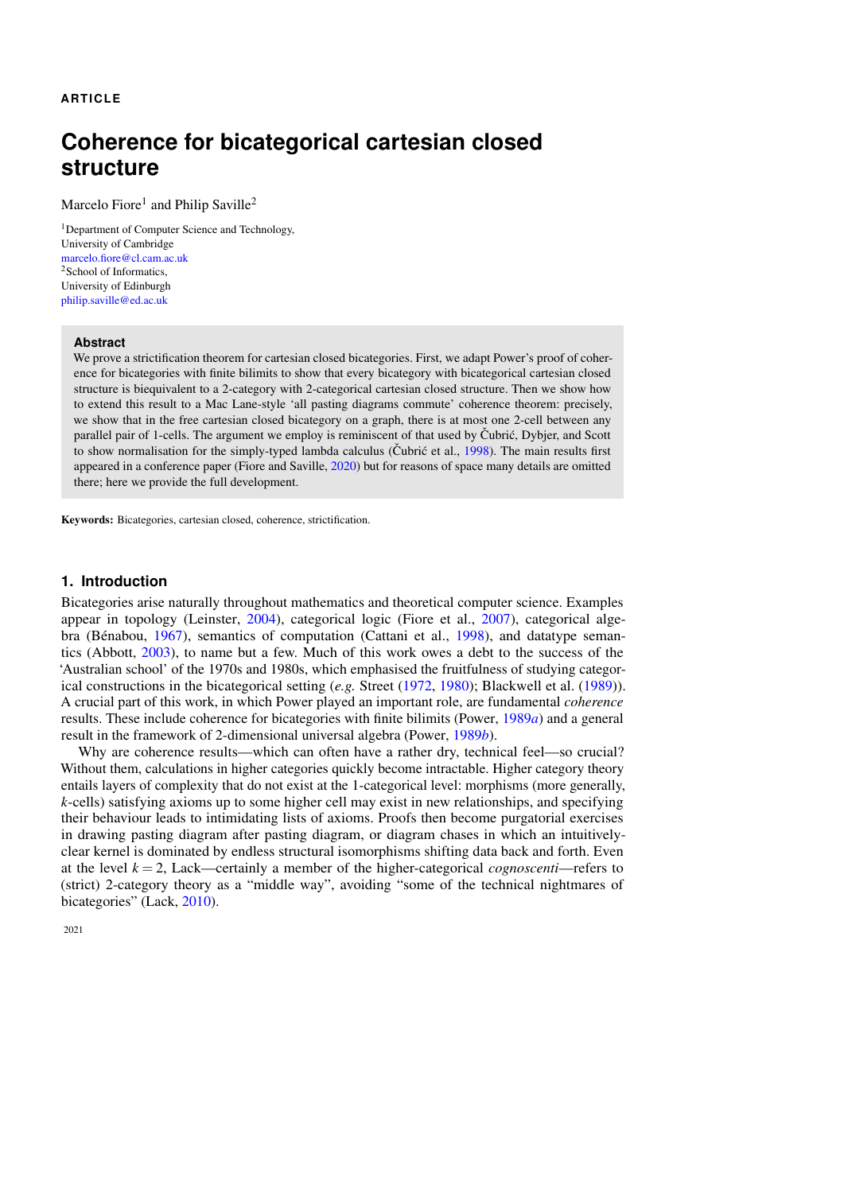ARTICLE

# Coherence for bicategorical cartesian closed structure

Marcelo Fiore[1] and Philip Saville[2]

[1]Department of Computer Science and Technology,
University of Cambridge
marcelo.fiore@cl.cam.ac.uk
[2]School of Informatics,
University of Edinburgh
philip.saville@ed.ac.uk

### Abstract

We prove a strictification theorem for cartesian closed bicategories. First, we adapt Power's proof of coherence for bicategories with finite bilimits to show that every bicategory with bicategorical cartesian closed structure is biequivalent to a 2-category with 2-categorical cartesian closed structure. Then we show how to extend this result to a Mac Lane-style 'all pasting diagrams commute' coherence theorem: precisely, we show that in the free cartesian closed bicategory on a graph, there is at most one 2-cell between any parallel pair of 1-cells. The argument we employ is reminiscent of that used by Čubrić, Dybjer, and Scott to show normalisation for the simply-typed lambda calculus (Čubrić et al., 1998). The main results first appeared in a conference paper (Fiore and Saville, 2020) but for reasons of space many details are omitted there; here we provide the full development.

**Keywords:** Bicategories, cartesian closed, coherence, strictification.

## 1. Introduction

Bicategories arise naturally throughout mathematics and theoretical computer science. Examples appear in topology (Leinster, 2004), categorical logic (Fiore et al., 2007), categorical algebra (Bénabou, 1967), semantics of computation (Cattani et al., 1998), and datatype semantics (Abbott, 2003), to name but a few. Much of this work owes a debt to the success of the 'Australian school' of the 1970s and 1980s, which emphasised the fruitfulness of studying categorical constructions in the bicategorical setting (*e.g.* Street (1972, 1980); Blackwell et al. (1989)). A crucial part of this work, in which Power played an important role, are fundamental *coherence* results. These include coherence for bicategories with finite bilimits (Power, 1989*a*) and a general result in the framework of 2-dimensional universal algebra (Power, 1989*b*).

Why are coherence results—which can often have a rather dry, technical feel—so crucial? Without them, calculations in higher categories quickly become intractable. Higher category theory entails layers of complexity that do not exist at the 1-categorical level: morphisms (more generally, $k$-cells) satisfying axioms up to some higher cell may exist in new relationships, and specifying their behaviour leads to intimidating lists of axioms. Proofs then become purgatorial exercises in drawing pasting diagram after pasting diagram, or diagram chases in which an intuitively-clear kernel is dominated by endless structural isomorphisms shifting data back and forth. Even at the level $k = 2$, Lack—certainly a member of the higher-categorical *cognoscenti*—refers to (strict) 2-category theory as a "middle way", avoiding "some of the technical nightmares of bicategories" (Lack, 2010).

2021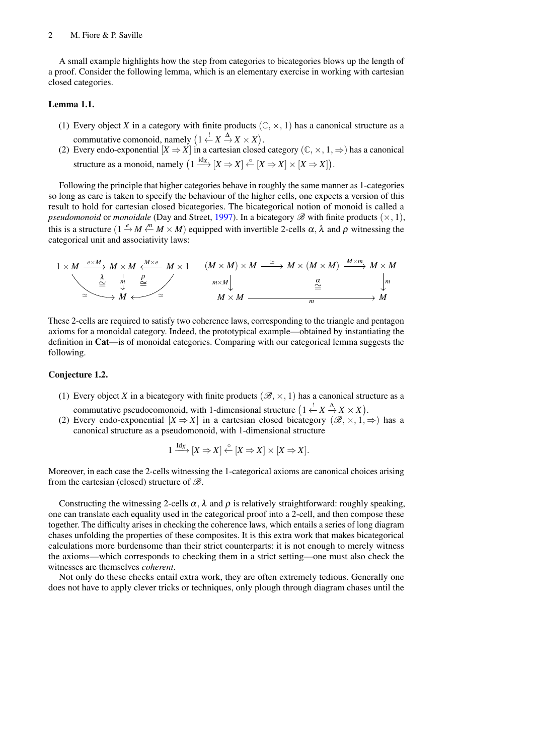A small example highlights how the step from categories to bicategories blows up the length of a proof. Consider the following lemma, which is an elementary exercise in working with cartesian closed categories.

**Lemma 1.1.**

1. Every object $X$ in a category with finite products $(\mathbb{C}, \times, 1)$ has a canonical structure as a commutative comonoid, namely $\left(1 \xleftarrow{!} X \xrightarrow{\Delta} X \times X\right)$.
2. Every endo-exponential $[X \Rightarrow X]$ in a cartesian closed category $(\mathbb{C}, \times, 1, \Rightarrow)$ has a canonical structure as a monoid, namely $\left(1 \xrightarrow{\mathrm{id}_X} [X \Rightarrow X] \xleftarrow{\circ} [X \Rightarrow X] \times [X \Rightarrow X]\right)$.

Following the principle that higher categories behave in roughly the same manner as 1-categories so long as care is taken to specify the behaviour of the higher cells, one expects a version of this result to hold for cartesian closed bicategories. The bicategorical notion of monoid is called a *pseudomonoid* or *monoidale* (Day and Street, 1997). In a bicategory $\mathscr{B}$ with finite products $(\times, 1)$, this is a structure $(1 \xrightarrow{e} M \xleftarrow{m} M \times M)$ equipped with invertible 2-cells $\alpha$, $\lambda$ and $\rho$ witnessing the categorical unit and associativity laws:

$$
\begin{array}{ccc}
1 \times M \xrightarrow{e \times M} M \times M \xleftarrow{M \times e} M \times 1 & \qquad & (M \times M) \times M \xrightarrow{\simeq} M \times (M \times M) \xrightarrow{M \times m} M \times M \\
\lambda \cong \quad \downarrow m \quad \rho \cong & & m \times M \downarrow \qquad \overset{\alpha}{\cong} \qquad \downarrow m \\
\xrightarrow{\simeq} M \xleftarrow{\simeq} & & M \times M \xrightarrow{\quad m \quad} M
\end{array}
$$

These 2-cells are required to satisfy two coherence laws, corresponding to the triangle and pentagon axioms for a monoidal category. Indeed, the prototypical example—obtained by instantiating the definition in **Cat**—is of monoidal categories. Comparing with our categorical lemma suggests the following.

**Conjecture 1.2.**

1. Every object $X$ in a bicategory with finite products $(\mathscr{B}, \times, 1)$ has a canonical structure as a commutative pseudocomonoid, with 1-dimensional structure $\left(1 \xleftarrow{!} X \xrightarrow{\Delta} X \times X\right)$.
2. Every endo-exponential $[X \Rightarrow X]$ in a cartesian closed bicategory $(\mathscr{B}, \times, 1, \Rightarrow)$ has a canonical structure as a pseudomonoid, with 1-dimensional structure

$$1 \xrightarrow{\mathrm{Id}_X} [X \Rightarrow X] \xleftarrow{\circ} [X \Rightarrow X] \times [X \Rightarrow X].$$

Moreover, in each case the 2-cells witnessing the 1-categorical axioms are canonical choices arising from the cartesian (closed) structure of $\mathscr{B}$.

Constructing the witnessing 2-cells $\alpha$, $\lambda$ and $\rho$ is relatively straightforward: roughly speaking, one can translate each equality used in the categorical proof into a 2-cell, and then compose these together. The difficulty arises in checking the coherence laws, which entails a series of long diagram chases unfolding the properties of these composites. It is this extra work that makes bicategorical calculations more burdensome than their strict counterparts: it is not enough to merely witness the axioms—which corresponds to checking them in a strict setting—one must also check the witnesses are themselves *coherent*.

Not only do these checks entail extra work, they are often extremely tedious. Generally one does not have to apply clever tricks or techniques, only plough through diagram chases until the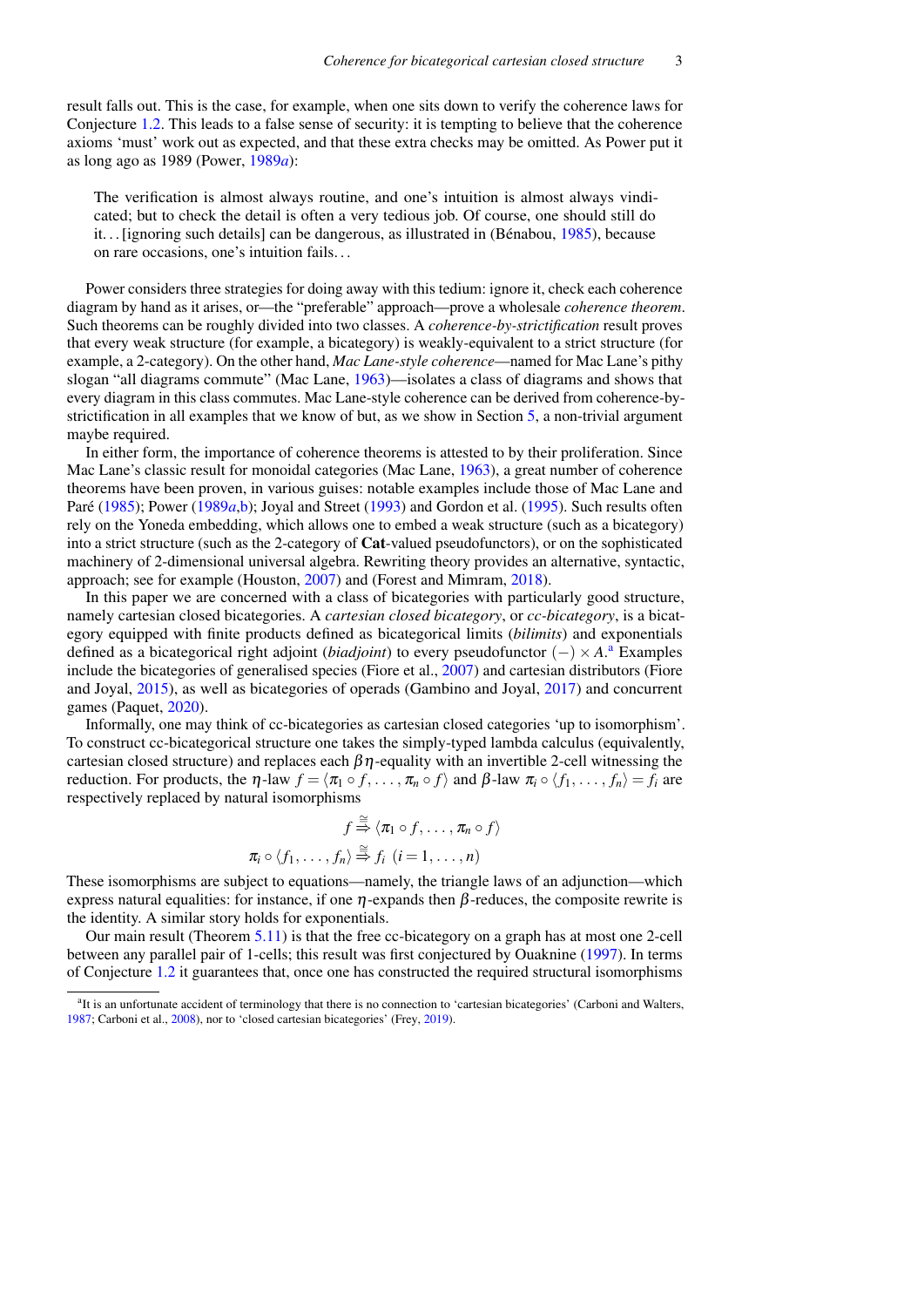result falls out. This is the case, for example, when one sits down to verify the coherence laws for Conjecture 1.2. This leads to a false sense of security: it is tempting to believe that the coherence axioms 'must' work out as expected, and that these extra checks may be omitted. As Power put it as long ago as 1989 (Power, 1989*a*):

> The verification is almost always routine, and one's intuition is almost always vindicated; but to check the detail is often a very tedious job. Of course, one should still do it. . . [ignoring such details] can be dangerous, as illustrated in (Bénabou, 1985), because on rare occasions, one's intuition fails. . .

Power considers three strategies for doing away with this tedium: ignore it, check each coherence diagram by hand as it arises, or—the "preferable" approach—prove a wholesale *coherence theorem*. Such theorems can be roughly divided into two classes. A *coherence-by-strictification* result proves that every weak structure (for example, a bicategory) is weakly-equivalent to a strict structure (for example, a 2-category). On the other hand, *Mac Lane-style coherence*—named for Mac Lane's pithy slogan "all diagrams commute" (Mac Lane, 1963)—isolates a class of diagrams and shows that every diagram in this class commutes. Mac Lane-style coherence can be derived from coherence-by-strictification in all examples that we know of but, as we show in Section 5, a non-trivial argument maybe required.

In either form, the importance of coherence theorems is attested to by their proliferation. Since Mac Lane's classic result for monoidal categories (Mac Lane, 1963), a great number of coherence theorems have been proven, in various guises: notable examples include those of Mac Lane and Paré (1985); Power (1989*a*,b); Joyal and Street (1993) and Gordon et al. (1995). Such results often rely on the Yoneda embedding, which allows one to embed a weak structure (such as a bicategory) into a strict structure (such as the 2-category of **Cat**-valued pseudofunctors), or on the sophisticated machinery of 2-dimensional universal algebra. Rewriting theory provides an alternative, syntactic, approach; see for example (Houston, 2007) and (Forest and Mimram, 2018).

In this paper we are concerned with a class of bicategories with particularly good structure, namely cartesian closed bicategories. A *cartesian closed bicategory*, or *cc-bicategory*, is a bicategory equipped with finite products defined as bicategorical limits (*bilimits*) and exponentials defined as a bicategorical right adjoint (*biadjoint*) to every pseudofunctor $(-) \times A$.[a] Examples include the bicategories of generalised species (Fiore et al., 2007) and cartesian distributors (Fiore and Joyal, 2015), as well as bicategories of operads (Gambino and Joyal, 2017) and concurrent games (Paquet, 2020).

Informally, one may think of cc-bicategories as cartesian closed categories 'up to isomorphism'. To construct cc-bicategorical structure one takes the simply-typed lambda calculus (equivalently, cartesian closed structure) and replaces each $\beta\eta$-equality with an invertible 2-cell witnessing the reduction. For products, the $\eta$-law $f = \langle \pi_1 \circ f, \ldots, \pi_n \circ f \rangle$ and $\beta$-law $\pi_i \circ \langle f_1, \ldots, f_n \rangle = f_i$ are respectively replaced by natural isomorphisms

$$f \overset{\cong}{\Rightarrow} \langle \pi_1 \circ f, \ldots, \pi_n \circ f \rangle$$

$$\pi_i \circ \langle f_1, \ldots, f_n \rangle \overset{\cong}{\Rightarrow} f_i \ (i = 1, \ldots, n)$$

These isomorphisms are subject to equations—namely, the triangle laws of an adjunction—which express natural equalities: for instance, if one $\eta$-expands then $\beta$-reduces, the composite rewrite is the identity. A similar story holds for exponentials.

Our main result (Theorem 5.11) is that the free cc-bicategory on a graph has at most one 2-cell between any parallel pair of 1-cells; this result was first conjectured by Ouaknine (1997). In terms of Conjecture 1.2 it guarantees that, once one has constructed the required structural isomorphisms

[a] It is an unfortunate accident of terminology that there is no connection to 'cartesian bicategories' (Carboni and Walters, 1987; Carboni et al., 2008), nor to 'closed cartesian bicategories' (Frey, 2019).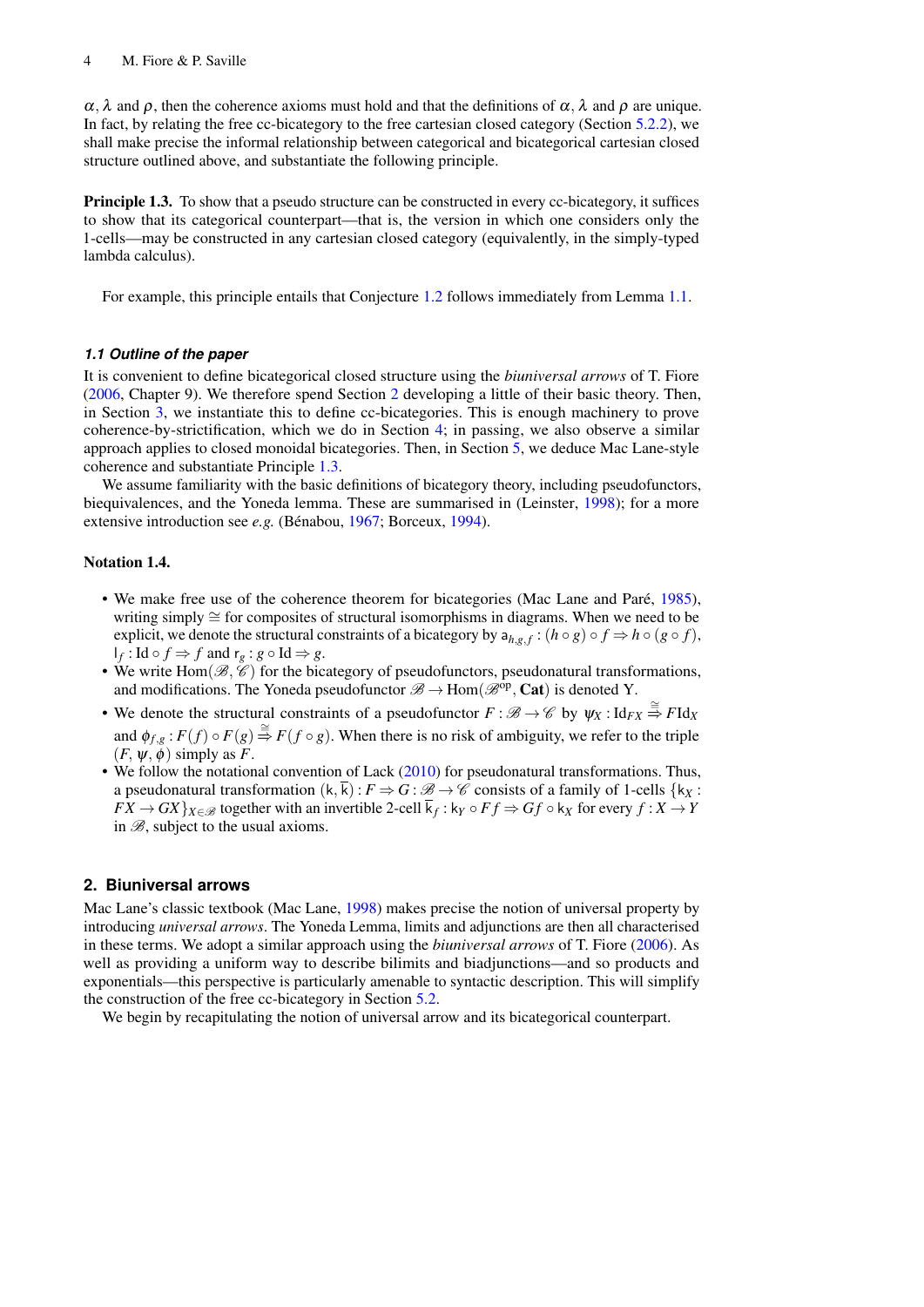$\alpha$, $\lambda$ and $\rho$, then the coherence axioms must hold and that the definitions of $\alpha$, $\lambda$ and $\rho$ are unique. In fact, by relating the free cc-bicategory to the free cartesian closed category (Section 5.2.2), we shall make precise the informal relationship between categorical and bicategorical cartesian closed structure outlined above, and substantiate the following principle.

**Principle 1.3.** To show that a pseudo structure can be constructed in every cc-bicategory, it suffices to show that its categorical counterpart—that is, the version in which one considers only the 1-cells—may be constructed in any cartesian closed category (equivalently, in the simply-typed lambda calculus).

For example, this principle entails that Conjecture 1.2 follows immediately from Lemma 1.1.

### *1.1 Outline of the paper*

It is convenient to define bicategorical closed structure using the *biuniversal arrows* of T. Fiore (2006, Chapter 9). We therefore spend Section 2 developing a little of their basic theory. Then, in Section 3, we instantiate this to define cc-bicategories. This is enough machinery to prove coherence-by-strictification, which we do in Section 4; in passing, we also observe a similar approach applies to closed monoidal bicategories. Then, in Section 5, we deduce Mac Lane-style coherence and substantiate Principle 1.3.

We assume familiarity with the basic definitions of bicategory theory, including pseudofunctors, biequivalences, and the Yoneda lemma. These are summarised in (Leinster, 1998); for a more extensive introduction see *e.g.* (Bénabou, 1967; Borceux, 1994).

**Notation 1.4.**

- We make free use of the coherence theorem for bicategories (Mac Lane and Paré, 1985), writing simply $\cong$ for composites of structural isomorphisms in diagrams. When we need to be explicit, we denote the structural constraints of a bicategory by $\mathsf{a}_{h,g,f} : (h \circ g) \circ f \Rightarrow h \circ (g \circ f)$, $\mathsf{l}_f : \mathrm{Id} \circ f \Rightarrow f$ and $\mathsf{r}_g : g \circ \mathrm{Id} \Rightarrow g$.
- We write $\mathrm{Hom}(\mathscr{B}, \mathscr{C})$ for the bicategory of pseudofunctors, pseudonatural transformations, and modifications. The Yoneda pseudofunctor $\mathscr{B} \to \mathrm{Hom}(\mathscr{B}^{\mathrm{op}}, \mathbf{Cat})$ is denoted Y.
- We denote the structural constraints of a pseudofunctor $F : \mathscr{B} \to \mathscr{C}$ by $\psi_X : \mathrm{Id}_{FX} \overset{\cong}{\Rightarrow} F\mathrm{Id}_X$ and $\phi_{f,g} : F(f) \circ F(g) \overset{\cong}{\Rightarrow} F(f \circ g)$. When there is no risk of ambiguity, we refer to the triple $(F, \psi, \phi)$ simply as $F$.
- We follow the notational convention of Lack (2010) for pseudonatural transformations. Thus, a pseudonatural transformation $(\mathsf{k}, \overline{\mathsf{k}}) : F \Rightarrow G : \mathscr{B} \to \mathscr{C}$ consists of a family of 1-cells $\{\mathsf{k}_X : FX \to GX\}_{X \in \mathscr{B}}$ together with an invertible 2-cell $\overline{\mathsf{k}}_f : \mathsf{k}_Y \circ Ff \Rightarrow Gf \circ \mathsf{k}_X$ for every $f : X \to Y$ in $\mathscr{B}$, subject to the usual axioms.

## 2. Biuniversal arrows

Mac Lane's classic textbook (Mac Lane, 1998) makes precise the notion of universal property by introducing *universal arrows*. The Yoneda Lemma, limits and adjunctions are then all characterised in these terms. We adopt a similar approach using the *biuniversal arrows* of T. Fiore (2006). As well as providing a uniform way to describe bilimits and biadjunctions—and so products and exponentials—this perspective is particularly amenable to syntactic description. This will simplify the construction of the free cc-bicategory in Section 5.2.

We begin by recapitulating the notion of universal arrow and its bicategorical counterpart.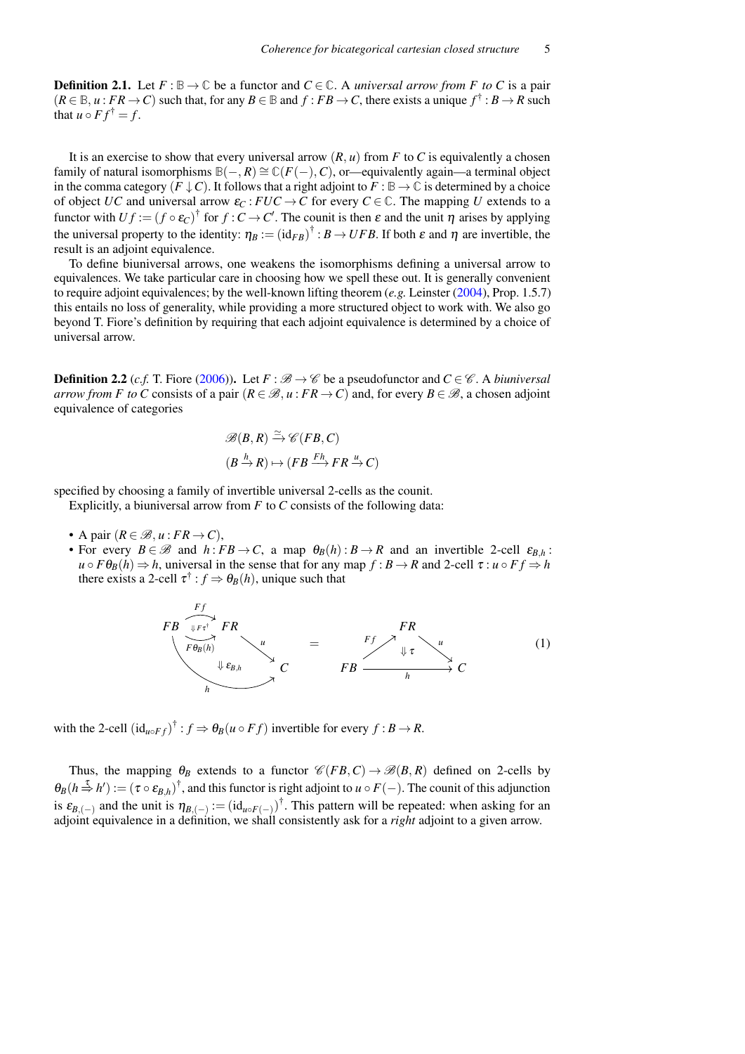**Definition 2.1.** Let $F : \mathbb{B} \to \mathbb{C}$ be a functor and $C \in \mathbb{C}$. A *universal arrow from $F$ to $C$* is a pair $(R \in \mathbb{B}, u : FR \to C)$ such that, for any $B \in \mathbb{B}$ and $f : FB \to C$, there exists a unique $f^\dagger : B \to R$ such that $u \circ Ff^\dagger = f$.

It is an exercise to show that every universal arrow $(R, u)$ from $F$ to $C$ is equivalently a chosen family of natural isomorphisms $\mathbb{B}(-, R) \cong \mathbb{C}(F(-), C)$, or—equivalently again—a terminal object in the comma category $(F \downarrow C)$. It follows that a right adjoint to $F : \mathbb{B} \to \mathbb{C}$ is determined by a choice of object $UC$ and universal arrow $\varepsilon_C : FUC \to C$ for every $C \in \mathbb{C}$. The mapping $U$ extends to a functor with $Uf := (f \circ \varepsilon_C)^\dagger$ for $f : C \to C'$. The counit is then $\varepsilon$ and the unit $\eta$ arises by applying the universal property to the identity: $\eta_B := (\mathrm{id}_{FB})^\dagger : B \to UFB$. If both $\varepsilon$ and $\eta$ are invertible, the result is an adjoint equivalence.

To define biuniversal arrows, one weakens the isomorphisms defining a universal arrow to equivalences. We take particular care in choosing how we spell these out. It is generally convenient to require adjoint equivalences; by the well-known lifting theorem (*e.g.* Leinster (2004), Prop. 1.5.7) this entails no loss of generality, while providing a more structured object to work with. We also go beyond T. Fiore's definition by requiring that each adjoint equivalence is determined by a choice of universal arrow.

**Definition 2.2** (*c.f.* T. Fiore (2006))**.** Let $F : \mathscr{B} \to \mathscr{C}$ be a pseudofunctor and $C \in \mathscr{C}$. A *biuniversal arrow from $F$ to $C$* consists of a pair $(R \in \mathscr{B}, u : FR \to C)$ and, for every $B \in \mathscr{B}$, a chosen adjoint equivalence of categories

$$\mathscr{B}(B, R) \xrightarrow{\simeq} \mathscr{C}(FB, C)$$
$$(B \xrightarrow{h} R) \mapsto (FB \xrightarrow{Fh} FR \xrightarrow{u} C)$$

specified by choosing a family of invertible universal 2-cells as the counit.

Explicitly, a biuniversal arrow from $F$ to $C$ consists of the following data:

- A pair $(R \in \mathscr{B}, u : FR \to C)$,
- For every $B \in \mathscr{B}$ and $h : FB \to C$, a map $\theta_B(h) : B \to R$ and an invertible 2-cell $\varepsilon_{B,h} : u \circ F\theta_B(h) \Rightarrow h$, universal in the sense that for any map $f : B \to R$ and 2-cell $\tau : u \circ Ff \Rightarrow h$ there exists a 2-cell $\tau^\dagger : f \Rightarrow \theta_B(h)$, unique such that

$$\varepsilon_{B,h} \bullet (u \circ F\tau^\dagger) = \tau \qquad (1)$$

where the left-hand side is the pasting of $\Downarrow F\tau^\dagger : Ff \Rightarrow F\theta_B(h)$ (from $FB$ to $FR$) followed by $u$, with $\Downarrow \varepsilon_{B,h}$ into $h : FB \to C$, and the right-hand side is the triangle $FB \xrightarrow{Ff} FR \xrightarrow{u} C$ with $\Downarrow \tau$ into $h : FB \to C$,

with the 2-cell $(\mathrm{id}_{u \circ Ff})^\dagger : f \Rightarrow \theta_B(u \circ Ff)$ invertible for every $f : B \to R$.

Thus, the mapping $\theta_B$ extends to a functor $\mathscr{C}(FB, C) \to \mathscr{B}(B, R)$ defined on 2-cells by $\theta_B(h \overset{\tau}{\Rightarrow} h') := (\tau \circ \varepsilon_{B,h})^\dagger$, and this functor is right adjoint to $u \circ F(-)$. The counit of this adjunction is $\varepsilon_{B,(-)}$ and the unit is $\eta_{B,(-)} := (\mathrm{id}_{u \circ F(-)})^\dagger$. This pattern will be repeated: when asking for an adjoint equivalence in a definition, we shall consistently ask for a *right* adjoint to a given arrow.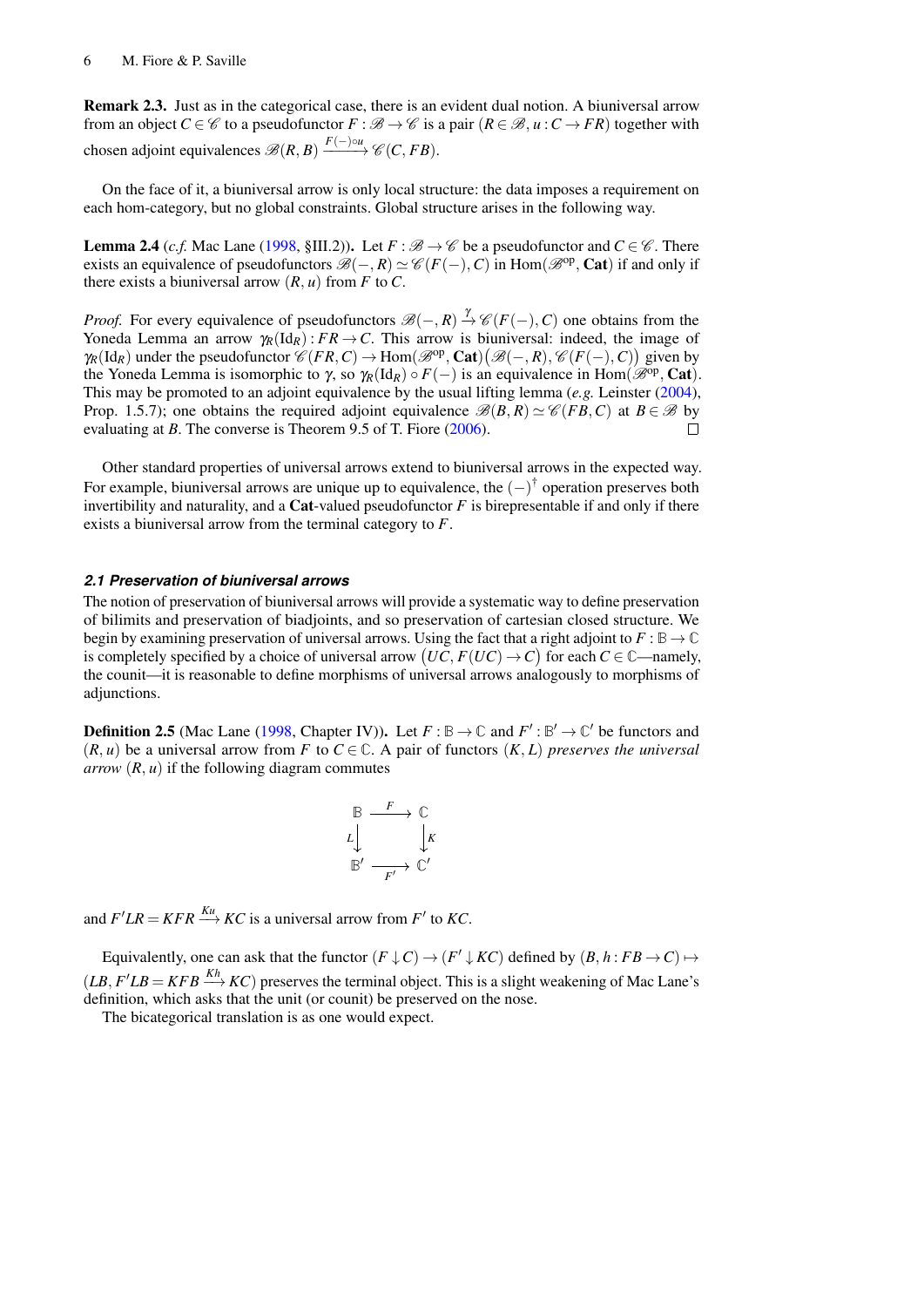**Remark 2.3.** Just as in the categorical case, there is an evident dual notion. A biuniversal arrow from an object $C \in \mathscr{C}$ to a pseudofunctor $F : \mathscr{B} \to \mathscr{C}$ is a pair $(R \in \mathscr{B}, u : C \to FR)$ together with chosen adjoint equivalences $\mathscr{B}(R,B) \xrightarrow{F(-)\circ u} \mathscr{C}(C,FB)$.

On the face of it, a biuniversal arrow is only local structure: the data imposes a requirement on each hom-category, but no global constraints. Global structure arises in the following way.

**Lemma 2.4** (*c.f.* Mac Lane (1998, §III.2))**.** Let $F : \mathscr{B} \to \mathscr{C}$ be a pseudofunctor and $C \in \mathscr{C}$. There exists an equivalence of pseudofunctors $\mathscr{B}(-,R) \simeq \mathscr{C}(F(-),C)$ in $\mathrm{Hom}(\mathscr{B}^{\mathrm{op}}, \mathbf{Cat})$ if and only if there exists a biuniversal arrow $(R,u)$ from $F$ to $C$.

*Proof.* For every equivalence of pseudofunctors $\mathscr{B}(-,R) \xrightarrow{\gamma} \mathscr{C}(F(-),C)$ one obtains from the Yoneda Lemma an arrow $\gamma_R(\mathrm{Id}_R) : FR \to C$. This arrow is biuniversal: indeed, the image of $\gamma_R(\mathrm{Id}_R)$ under the pseudofunctor $\mathscr{C}(FR,C) \to \mathrm{Hom}(\mathscr{B}^{\mathrm{op}}, \mathbf{Cat})\big(\mathscr{B}(-,R), \mathscr{C}(F(-),C)\big)$ given by the Yoneda Lemma is isomorphic to $\gamma$, so $\gamma_R(\mathrm{Id}_R) \circ F(-)$ is an equivalence in $\mathrm{Hom}(\mathscr{B}^{\mathrm{op}}, \mathbf{Cat})$. This may be promoted to an adjoint equivalence by the usual lifting lemma (*e.g.* Leinster (2004), Prop. 1.5.7); one obtains the required adjoint equivalence $\mathscr{B}(B,R) \simeq \mathscr{C}(FB,C)$ at $B \in \mathscr{B}$ by evaluating at $B$. The converse is Theorem 9.5 of T. Fiore (2006). $\square$

Other standard properties of universal arrows extend to biuniversal arrows in the expected way. For example, biuniversal arrows are unique up to equivalence, the $(-)^{\dagger}$ operation preserves both invertibility and naturality, and a $\mathbf{Cat}$-valued pseudofunctor $F$ is birepresentable if and only if there exists a biuniversal arrow from the terminal category to $F$.

### 2.1 Preservation of biuniversal arrows

The notion of preservation of biuniversal arrows will provide a systematic way to define preservation of bilimits and preservation of biadjoints, and so preservation of cartesian closed structure. We begin by examining preservation of universal arrows. Using the fact that a right adjoint to $F : \mathbb{B} \to \mathbb{C}$ is completely specified by a choice of universal arrow $\big(UC, F(UC) \to C\big)$ for each $C \in \mathbb{C}$—namely, the counit—it is reasonable to define morphisms of universal arrows analogously to morphisms of adjunctions.

**Definition 2.5** (Mac Lane (1998, Chapter IV))**.** Let $F : \mathbb{B} \to \mathbb{C}$ and $F' : \mathbb{B}' \to \mathbb{C}'$ be functors and $(R,u)$ be a universal arrow from $F$ to $C \in \mathbb{C}$. A pair of functors $(K,L)$ *preserves the universal arrow* $(R,u)$ if the following diagram commutes

$$
\begin{array}{ccc}
\mathbb{B} & \xrightarrow{F} & \mathbb{C} \\
{\scriptstyle L}\downarrow & & \downarrow{\scriptstyle K} \\
\mathbb{B}' & \xrightarrow[F']{} & \mathbb{C}'
\end{array}
$$

and $F'LR = KFR \xrightarrow{Ku} KC$ is a universal arrow from $F'$ to $KC$.

Equivalently, one can ask that the functor $(F \downarrow C) \to (F' \downarrow KC)$ defined by $(B, h : FB \to C) \mapsto (LB, F'LB = KFB \xrightarrow{Kh} KC)$ preserves the terminal object. This is a slight weakening of Mac Lane's definition, which asks that the unit (or counit) be preserved on the nose.

The bicategorical translation is as one would expect.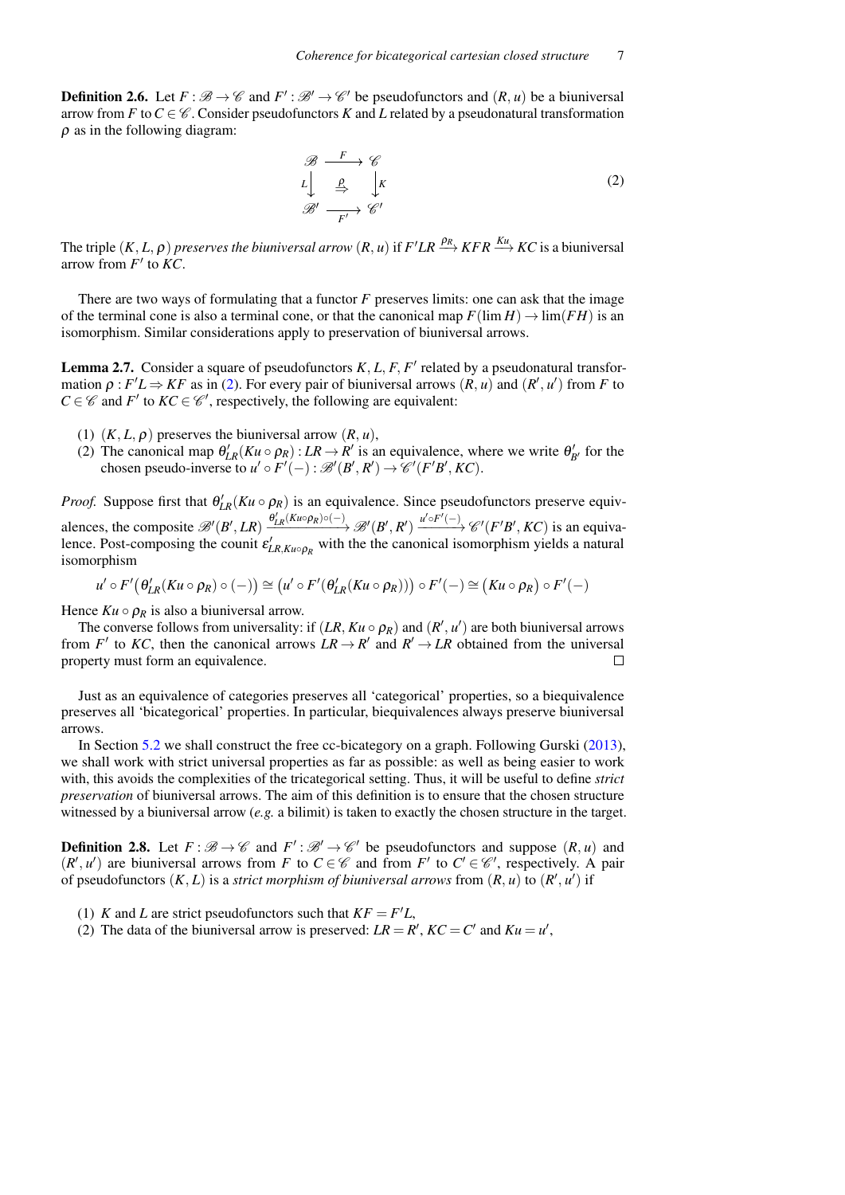**Definition 2.6.** Let $F : \mathscr{B} \to \mathscr{C}$ and $F' : \mathscr{B}' \to \mathscr{C}'$ be pseudofunctors and $(R, u)$ be a biuniversal arrow from $F$ to $C \in \mathscr{C}$. Consider pseudofunctors $K$ and $L$ related by a pseudonatural transformation $\rho$ as in the following diagram:

$$
\begin{array}{ccc}
\mathscr{B} & \xrightarrow{F} & \mathscr{C} \\
{\scriptstyle L}\downarrow & \overset{\rho}{\Rightarrow} & \downarrow{\scriptstyle K} \\
\mathscr{B}' & \xrightarrow[F']{} & \mathscr{C}'
\end{array}
\tag{2}
$$

The triple $(K, L, \rho)$ *preserves the biuniversal arrow* $(R, u)$ if $F'LR \xrightarrow{\rho_R} KFR \xrightarrow{Ku} KC$ is a biuniversal arrow from $F'$ to $KC$.

There are two ways of formulating that a functor $F$ preserves limits: one can ask that the image of the terminal cone is also a terminal cone, or that the canonical map $F(\lim H) \to \lim(FH)$ is an isomorphism. Similar considerations apply to preservation of biuniversal arrows.

**Lemma 2.7.** Consider a square of pseudofunctors $K, L, F, F'$ related by a pseudonatural transformation $\rho : F'L \Rightarrow KF$ as in (2). For every pair of biuniversal arrows $(R, u)$ and $(R', u')$ from $F$ to $C \in \mathscr{C}$ and $F'$ to $KC \in \mathscr{C}'$, respectively, the following are equivalent:

1. $(K, L, \rho)$ preserves the biuniversal arrow $(R, u)$,
2. The canonical map $\theta'_{LR}(Ku \circ \rho_R) : LR \to R'$ is an equivalence, where we write $\theta'_{B'}$ for the chosen pseudo-inverse to $u' \circ F'(-) : \mathscr{B}'(B', R') \to \mathscr{C}'(F'B', KC)$.

*Proof.* Suppose first that $\theta'_{LR}(Ku \circ \rho_R)$ is an equivalence. Since pseudofunctors preserve equivalences, the composite $\mathscr{B}'(B', LR) \xrightarrow{\theta'_{LR}(Ku \circ \rho_R) \circ (-)} \mathscr{B}'(B', R') \xrightarrow{u' \circ F'(-)} \mathscr{C}'(F'B', KC)$ is an equivalence. Post-composing the counit $\varepsilon'_{LR, Ku \circ \rho_R}$ with the the canonical isomorphism yields a natural isomorphism

$$
u' \circ F'\big(\theta'_{LR}(Ku \circ \rho_R) \circ (-)\big) \cong \big(u' \circ F'(\theta'_{LR}(Ku \circ \rho_R))\big) \circ F'(-) \cong \big(Ku \circ \rho_R\big) \circ F'(-)
$$

Hence $Ku \circ \rho_R$ is also a biuniversal arrow.

The converse follows from universality: if $(LR, Ku \circ \rho_R)$ and $(R', u')$ are both biuniversal arrows from $F'$ to $KC$, then the canonical arrows $LR \to R'$ and $R' \to LR$ obtained from the universal property must form an equivalence. □

Just as an equivalence of categories preserves all 'categorical' properties, so a biequivalence preserves all 'bicategorical' properties. In particular, biequivalences always preserve biuniversal arrows.

In Section 5.2 we shall construct the free cc-bicategory on a graph. Following Gurski (2013), we shall work with strict universal properties as far as possible: as well as being easier to work with, this avoids the complexities of the tricategorical setting. Thus, it will be useful to define *strict preservation* of biuniversal arrows. The aim of this definition is to ensure that the chosen structure witnessed by a biuniversal arrow (*e.g.* a bilimit) is taken to exactly the chosen structure in the target.

**Definition 2.8.** Let $F : \mathscr{B} \to \mathscr{C}$ and $F' : \mathscr{B}' \to \mathscr{C}'$ be pseudofunctors and suppose $(R, u)$ and $(R', u')$ are biuniversal arrows from $F$ to $C \in \mathscr{C}$ and from $F'$ to $C' \in \mathscr{C}'$, respectively. A pair of pseudofunctors $(K, L)$ is a *strict morphism of biuniversal arrows* from $(R, u)$ to $(R', u')$ if

1. $K$ and $L$ are strict pseudofunctors such that $KF = F'L$,
2. The data of the biuniversal arrow is preserved: $LR = R'$, $KC = C'$ and $Ku = u'$,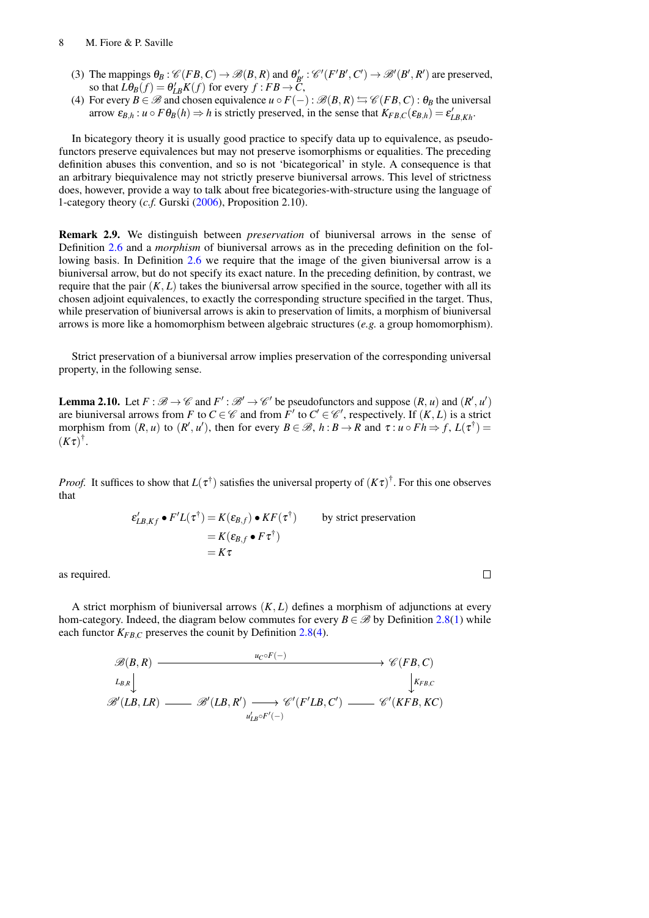(3) The mappings $\theta_B : \mathscr{C}(FB, C) \to \mathscr{B}(B, R)$ and $\theta'_{B'} : \mathscr{C}'(F'B', C') \to \mathscr{B}'(B', R')$ are preserved, so that $L\theta_B(f) = \theta'_{LB} K(f)$ for every $f : FB \to C$,

(4) For every $B \in \mathscr{B}$ and chosen equivalence $u \circ F(-) : \mathscr{B}(B, R) \leftrightarrows \mathscr{C}(FB, C) : \theta_B$ the universal arrow $\varepsilon_{B,h} : u \circ F\theta_B(h) \Rightarrow h$ is strictly preserved, in the sense that $K_{FB,C}(\varepsilon_{B,h}) = \varepsilon'_{LB,Kh}$.

In bicategory theory it is usually good practice to specify data up to equivalence, as pseudofunctors preserve equivalences but may not preserve isomorphisms or equalities. The preceding definition abuses this convention, and so is not 'bicategorical' in style. A consequence is that an arbitrary biequivalence may not strictly preserve biuniversal arrows. This level of strictness does, however, provide a way to talk about free bicategories-with-structure using the language of 1-category theory (*c.f.* Gurski (2006), Proposition 2.10).

**Remark 2.9.** We distinguish between *preservation* of biuniversal arrows in the sense of Definition 2.6 and a *morphism* of biuniversal arrows as in the preceding definition on the following basis. In Definition 2.6 we require that the image of the given biuniversal arrow is a biuniversal arrow, but do not specify its exact nature. In the preceding definition, by contrast, we require that the pair $(K, L)$ takes the biuniversal arrow specified in the source, together with all its chosen adjoint equivalences, to exactly the corresponding structure specified in the target. Thus, while preservation of biuniversal arrows is akin to preservation of limits, a morphism of biuniversal arrows is more like a homomorphism between algebraic structures (*e.g.* a group homomorphism).

Strict preservation of a biuniversal arrow implies preservation of the corresponding universal property, in the following sense.

**Lemma 2.10.** Let $F : \mathscr{B} \to \mathscr{C}$ and $F' : \mathscr{B}' \to \mathscr{C}'$ be pseudofunctors and suppose $(R, u)$ and $(R', u')$ are biuniversal arrows from $F$ to $C \in \mathscr{C}$ and from $F'$ to $C' \in \mathscr{C}'$, respectively. If $(K, L)$ is a strict morphism from $(R, u)$ to $(R', u')$, then for every $B \in \mathscr{B}$, $h : B \to R$ and $\tau : u \circ Fh \Rightarrow f$, $L(\tau^\dagger) = (K\tau)^\dagger$.

*Proof.* It suffices to show that $L(\tau^\dagger)$ satisfies the universal property of $(K\tau)^\dagger$. For this one observes that

$$
\begin{aligned}
\varepsilon'_{LB,Kf} \bullet F'L(\tau^\dagger) &= K(\varepsilon_{B,f}) \bullet KF(\tau^\dagger) \qquad \text{by strict preservation} \\
&= K(\varepsilon_{B,f} \bullet F\tau^\dagger) \\
&= K\tau
\end{aligned}
$$

as required. □

A strict morphism of biuniversal arrows $(K, L)$ defines a morphism of adjunctions at every hom-category. Indeed, the diagram below commutes for every $B \in \mathscr{B}$ by Definition 2.8(1) while each functor $K_{FB,C}$ preserves the counit by Definition 2.8(4).

$$
\begin{array}{ccccccc}
\mathscr{B}(B,R) & & \xrightarrow{\quad u_C \circ F(-) \quad} & & \mathscr{C}(FB,C) \\
\Big\downarrow{\scriptstyle L_{B,R}} & & & & \Big\downarrow{\scriptstyle K_{FB,C}} \\
\mathscr{B}'(LB,LR) & = & \mathscr{B}'(LB,R') \xrightarrow[u'_{LB} \circ F'(-)]{} \mathscr{C}'(F'LB,C') & = & \mathscr{C}'(KFB,KC)
\end{array}
$$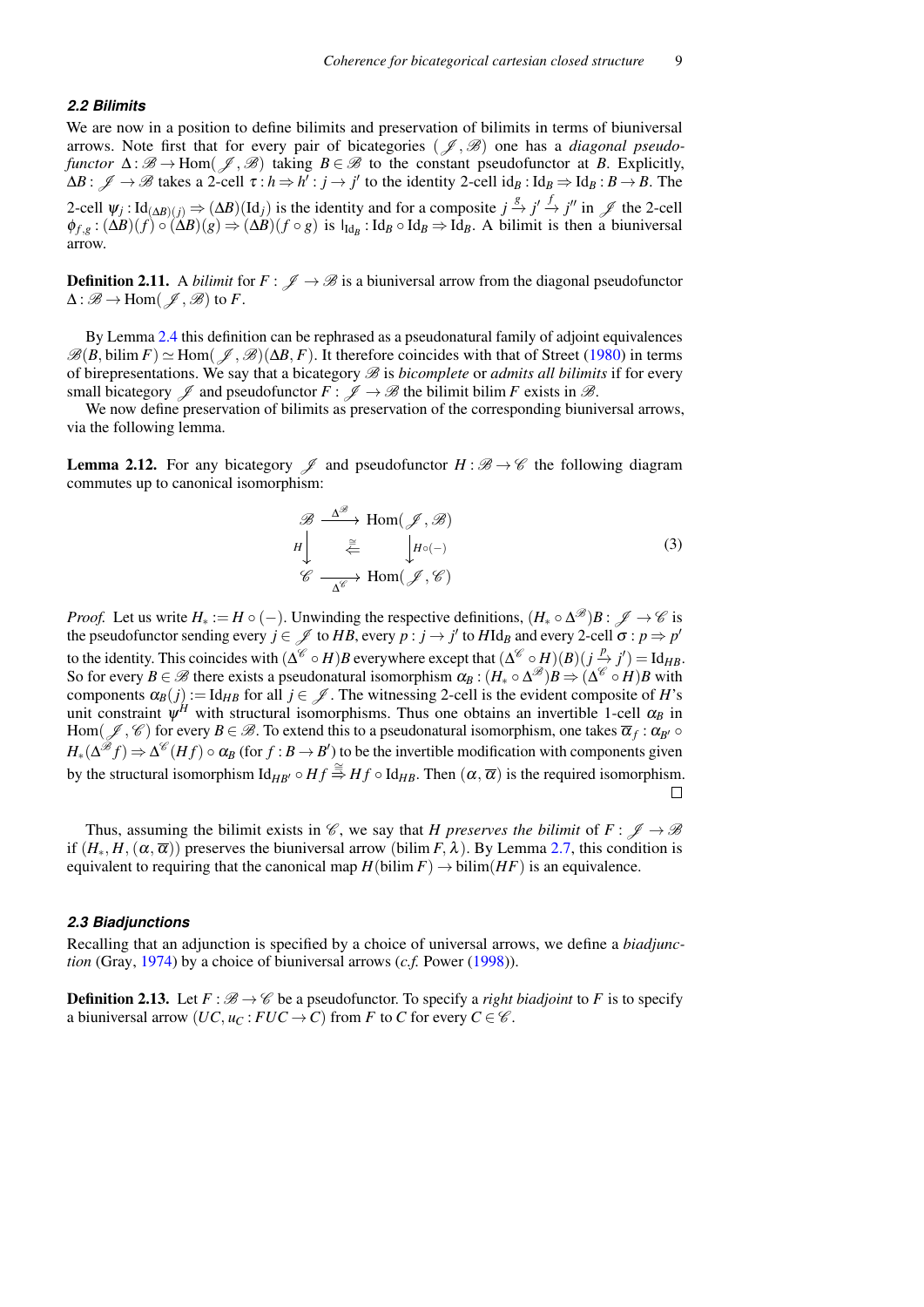### 2.2 Bilimits

We are now in a position to define bilimits and preservation of bilimits in terms of biuniversal arrows. Note first that for every pair of bicategories $(\mathscr{J}, \mathscr{B})$ one has a *diagonal pseudofunctor* $\Delta : \mathscr{B} \to \mathrm{Hom}(\mathscr{J}, \mathscr{B})$ taking $B \in \mathscr{B}$ to the constant pseudofunctor at $B$. Explicitly, $\Delta B : \mathscr{J} \to \mathscr{B}$ takes a 2-cell $\tau : h \Rightarrow h' : j \to j'$ to the identity 2-cell $\mathrm{id}_B : \mathrm{Id}_B \Rightarrow \mathrm{Id}_B : B \to B$. The 2-cell $\psi_j : \mathrm{Id}_{(\Delta B)(j)} \Rightarrow (\Delta B)(\mathrm{Id}_j)$ is the identity and for a composite $j \xrightarrow{g} j' \xrightarrow{f} j''$ in $\mathscr{J}$ the 2-cell $\phi_{f,g} : (\Delta B)(f) \circ (\Delta B)(g) \Rightarrow (\Delta B)(f \circ g)$ is $\mathsf{l}_{\mathrm{Id}_B} : \mathrm{Id}_B \circ \mathrm{Id}_B \Rightarrow \mathrm{Id}_B$. A bilimit is then a biuniversal arrow.

**Definition 2.11.** A *bilimit* for $F : \mathscr{J} \to \mathscr{B}$ is a biuniversal arrow from the diagonal pseudofunctor $\Delta : \mathscr{B} \to \mathrm{Hom}(\mathscr{J}, \mathscr{B})$ to $F$.

By Lemma 2.4 this definition can be rephrased as a pseudonatural family of adjoint equivalences $\mathscr{B}(B, \mathrm{bilim}\, F) \simeq \mathrm{Hom}(\mathscr{J}, \mathscr{B})(\Delta B, F)$. It therefore coincides with that of Street (1980) in terms of birepresentations. We say that a bicategory $\mathscr{B}$ is *bicomplete* or *admits all bilimits* if for every small bicategory $\mathscr{J}$ and pseudofunctor $F : \mathscr{J} \to \mathscr{B}$ the bilimit $\mathrm{bilim}\, F$ exists in $\mathscr{B}$.

We now define preservation of bilimits as preservation of the corresponding biuniversal arrows, via the following lemma.

**Lemma 2.12.** For any bicategory $\mathscr{J}$ and pseudofunctor $H : \mathscr{B} \to \mathscr{C}$ the following diagram commutes up to canonical isomorphism:

$$
\begin{array}{ccc}
\mathscr{B} & \xrightarrow{\Delta^{\mathscr{B}}} & \mathrm{Hom}(\mathscr{J}, \mathscr{B}) \\
{\scriptstyle H}\big\downarrow & \overset{\cong}{\Leftarrow} & \big\downarrow{\scriptstyle H \circ (-)} \\
\mathscr{C} & \xrightarrow[\Delta^{\mathscr{C}}]{} & \mathrm{Hom}(\mathscr{J}, \mathscr{C})
\end{array}
\tag{3}
$$

*Proof.* Let us write $H_* := H \circ (-)$. Unwinding the respective definitions, $(H_* \circ \Delta^{\mathscr{B}})B : \mathscr{J} \to \mathscr{C}$ is the pseudofunctor sending every $j \in \mathscr{J}$ to $HB$, every $p : j \to j'$ to $H\mathrm{Id}_B$ and every 2-cell $\sigma : p \Rightarrow p'$ to the identity. This coincides with $(\Delta^{\mathscr{C}} \circ H)B$ everywhere except that $(\Delta^{\mathscr{C}} \circ H)(B)(j \xrightarrow{p} j') = \mathrm{Id}_{HB}$. So for every $B \in \mathscr{B}$ there exists a pseudonatural isomorphism $\alpha_B : (H_* \circ \Delta^{\mathscr{B}})B \Rightarrow (\Delta^{\mathscr{C}} \circ H)B$ with components $\alpha_B(j) := \mathrm{Id}_{HB}$ for all $j \in \mathscr{J}$. The witnessing 2-cell is the evident composite of $H$'s unit constraint $\psi^H$ with structural isomorphisms. Thus one obtains an invertible 1-cell $\alpha_B$ in $\mathrm{Hom}(\mathscr{J}, \mathscr{C})$ for every $B \in \mathscr{B}$. To extend this to a pseudonatural isomorphism, one takes $\overline{\alpha}_f : \alpha_{B'} \circ H_*(\Delta^{\mathscr{B}} f) \Rightarrow \Delta^{\mathscr{C}}(Hf) \circ \alpha_B$ (for $f : B \to B'$) to be the invertible modification with components given by the structural isomorphism $\mathrm{Id}_{HB'} \circ Hf \overset{\cong}{\Rightarrow} Hf \circ \mathrm{Id}_{HB}$. Then $(\alpha, \overline{\alpha})$ is the required isomorphism. □

Thus, assuming the bilimit exists in $\mathscr{C}$, we say that $H$ *preserves the bilimit* of $F : \mathscr{J} \to \mathscr{B}$ if $(H_*, H, (\alpha, \overline{\alpha}))$ preserves the biuniversal arrow $(\mathrm{bilim}\, F, \lambda)$. By Lemma 2.7, this condition is equivalent to requiring that the canonical map $H(\mathrm{bilim}\, F) \to \mathrm{bilim}(HF)$ is an equivalence.

### 2.3 Biadjunctions

Recalling that an adjunction is specified by a choice of universal arrows, we define a *biadjunction* (Gray, 1974) by a choice of biuniversal arrows (*c.f.* Power (1998)).

**Definition 2.13.** Let $F : \mathscr{B} \to \mathscr{C}$ be a pseudofunctor. To specify a *right biadjoint* to $F$ is to specify a biuniversal arrow $(UC, u_C : FUC \to C)$ from $F$ to $C$ for every $C \in \mathscr{C}$.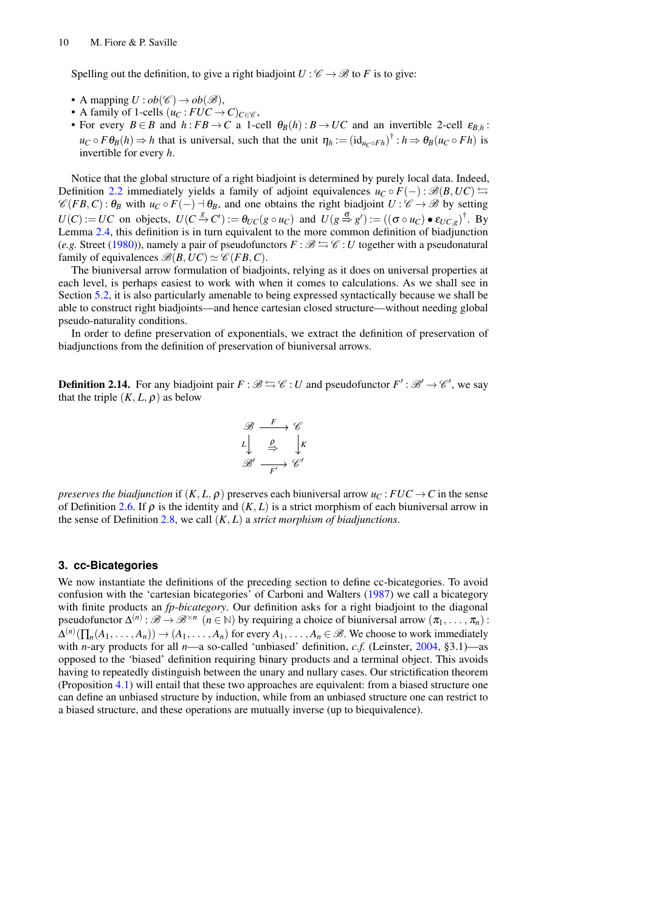Spelling out the definition, to give a right biadjoint $U : \mathscr{C} \to \mathscr{B}$ to $F$ is to give:

- A mapping $U : ob(\mathscr{C}) \to ob(\mathscr{B})$,
- A family of 1-cells $(u_C : FUC \to C)_{C \in \mathscr{C}}$,
- For every $B \in B$ and $h : FB \to C$ a 1-cell $\theta_B(h) : B \to UC$ and an invertible 2-cell $\varepsilon_{B,h} : u_C \circ F\theta_B(h) \Rightarrow h$ that is universal, such that the unit $\eta_h := (\mathrm{id}_{u_C \circ Fh})^\dagger : h \Rightarrow \theta_B(u_C \circ Fh)$ is invertible for every $h$.

Notice that the global structure of a right biadjoint is determined by purely local data. Indeed, Definition 2.2 immediately yields a family of adjoint equivalences $u_C \circ F(-) : \mathscr{B}(B, UC) \leftrightarrows \mathscr{C}(FB, C) : \theta_B$ with $u_C \circ F(-) \dashv \theta_B$, and one obtains the right biadjoint $U : \mathscr{C} \to \mathscr{B}$ by setting $U(C) := UC$ on objects, $U(C \xrightarrow{g} C') := \theta_{UC}(g \circ u_C)$ and $U(g \overset{\sigma}{\Rightarrow} g') := ((\sigma \circ u_C) \bullet \varepsilon_{UC,g})^\dagger$. By Lemma 2.4, this definition is in turn equivalent to the more common definition of biadjunction (*e.g.* Street (1980)), namely a pair of pseudofunctors $F : \mathscr{B} \leftrightarrows \mathscr{C} : U$ together with a pseudonatural family of equivalences $\mathscr{B}(B, UC) \simeq \mathscr{C}(FB, C)$.

The biuniversal arrow formulation of biadjoints, relying as it does on universal properties at each level, is perhaps easiest to work with when it comes to calculations. As we shall see in Section 5.2, it is also particularly amenable to being expressed syntactically because we shall be able to construct right biadjoints—and hence cartesian closed structure—without needing global pseudo-naturality conditions.

In order to define preservation of exponentials, we extract the definition of preservation of biadjunctions from the definition of preservation of biuniversal arrows.

**Definition 2.14.** For any biadjoint pair $F : \mathscr{B} \leftrightarrows \mathscr{C} : U$ and pseudofunctor $F' : \mathscr{B}' \to \mathscr{C}'$, we say that the triple $(K, L, \rho)$ as below

$$\begin{array}{ccc}
\mathscr{B} & \xrightarrow{F} & \mathscr{C} \\
{\scriptstyle L}\downarrow & \overset{\rho}{\Rightarrow} & \downarrow{\scriptstyle K} \\
\mathscr{B}' & \xrightarrow[F']{} & \mathscr{C}'
\end{array}$$

*preserves the biadjunction* if $(K, L, \rho)$ preserves each biuniversal arrow $u_C : FUC \to C$ in the sense of Definition 2.6. If $\rho$ is the identity and $(K, L)$ is a strict morphism of each biuniversal arrow in the sense of Definition 2.8, we call $(K, L)$ a *strict morphism of biadjunctions*.

## 3. cc-Bicategories

We now instantiate the definitions of the preceding section to define cc-bicategories. To avoid confusion with the 'cartesian bicategories' of Carboni and Walters (1987) we call a bicategory with finite products an *fp-bicategory*. Our definition asks for a right biadjoint to the diagonal pseudofunctor $\Delta^{(n)} : \mathscr{B} \to \mathscr{B}^{\times n}$ $(n \in \mathbb{N})$ by requiring a choice of biuniversal arrow $(\pi_1, \ldots, \pi_n) : \Delta^{(n)}(\prod_n(A_1, \ldots, A_n)) \to (A_1, \ldots, A_n)$ for every $A_1, \ldots, A_n \in \mathscr{B}$. We choose to work immediately with $n$-ary products for all $n$—a so-called 'unbiased' definition, *c.f.* (Leinster, 2004, §3.1)—as opposed to the 'biased' definition requiring binary products and a terminal object. This avoids having to repeatedly distinguish between the unary and nullary cases. Our strictification theorem (Proposition 4.1) will entail that these two approaches are equivalent: from a biased structure one can define an unbiased structure by induction, while from an unbiased structure one can restrict to a biased structure, and these operations are mutually inverse (up to biequivalence).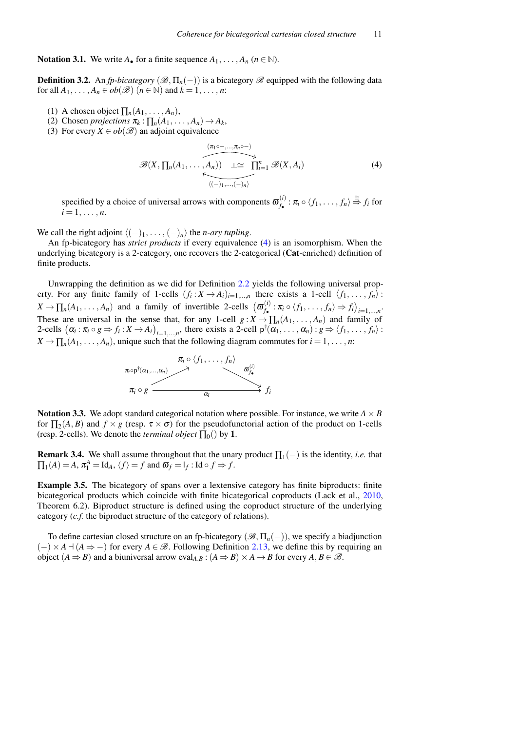**Notation 3.1.** We write $A_\bullet$ for a finite sequence $A_1, \ldots, A_n$ ($n \in \mathbb{N}$).

**Definition 3.2.** An *fp-bicategory* $(\mathscr{B}, \Pi_n(-))$ is a bicategory $\mathscr{B}$ equipped with the following data for all $A_1, \ldots, A_n \in ob(\mathscr{B})$ ($n \in \mathbb{N}$) and $k = 1, \ldots, n$:

1. A chosen object $\prod_n(A_1, \ldots, A_n)$,
2. Chosen *projections* $\pi_k : \prod_n(A_1, \ldots, A_n) \to A_k$,
3. For every $X \in ob(\mathscr{B})$ an adjoint equivalence

$$\mathscr{B}(X, \textstyle\prod_n(A_1, \ldots, A_n)) \underset{\langle(-)_1, \ldots, (-)_n\rangle}{\overset{(\pi_1 \circ -, \ldots, \pi_n \circ -)}{\rightleftarrows}} \perp\simeq \textstyle\prod_{i=1}^n \mathscr{B}(X, A_i) \tag{4}$$

specified by a choice of universal arrows with components $\varpi^{(i)}_{f_\bullet} : \pi_i \circ \langle f_1, \ldots, f_n \rangle \overset{\cong}{\Rightarrow} f_i$ for $i = 1, \ldots, n$.

We call the right adjoint $\langle(-)_1, \ldots, (-)_n\rangle$ the *n-ary tupling*.

An fp-bicategory has *strict products* if every equivalence (4) is an isomorphism. When the underlying bicategory is a 2-category, one recovers the 2-categorical (**Cat**-enriched) definition of finite products.

Unwrapping the definition as we did for Definition 2.2 yields the following universal property. For any finite family of 1-cells $(f_i : X \to A_i)_{i=1,\ldots,n}$ there exists a 1-cell $\langle f_1, \ldots, f_n \rangle : X \to \prod_n(A_1, \ldots, A_n)$ and a family of invertible 2-cells $\left(\varpi^{(i)}_{f_\bullet} : \pi_i \circ \langle f_1, \ldots, f_n \rangle \Rightarrow f_i\right)_{i=1,\ldots,n}$. These are universal in the sense that, for any 1-cell $g : X \to \prod_n(A_1, \ldots, A_n)$ and family of 2-cells $\left(\alpha_i : \pi_i \circ g \Rightarrow f_i : X \to A_i\right)_{i=1,\ldots,n}$, there exists a 2-cell $\mathsf{p}^\dagger(\alpha_1, \ldots, \alpha_n) : g \Rightarrow \langle f_1, \ldots, f_n \rangle : X \to \prod_n(A_1, \ldots, A_n)$, unique such that the following diagram commutes for $i = 1, \ldots, n$:

$$\begin{array}{ccc} & \pi_i \circ \langle f_1, \ldots, f_n \rangle & \\ {}^{\pi_i \circ \mathsf{p}^\dagger(\alpha_1, \ldots, \alpha_n)} \nearrow & & \searrow {}^{\varpi^{(i)}_{f_\bullet}} \\ \pi_i \circ g & \xrightarrow[\alpha_i]{} & f_i \end{array}$$

**Notation 3.3.** We adopt standard categorical notation where possible. For instance, we write $A \times B$ for $\prod_2(A, B)$ and $f \times g$ (resp. $\tau \times \sigma$) for the pseudofunctorial action of the product on 1-cells (resp. 2-cells). We denote the *terminal object* $\prod_0()$ by $\mathbf{1}$.

**Remark 3.4.** We shall assume throughout that the unary product $\prod_1(-)$ is the identity, *i.e.* that $\prod_1(A) = A$, $\pi_1^A = \mathrm{Id}_A$, $\langle f \rangle = f$ and $\varpi_f = \mathsf{l}_f : \mathrm{Id} \circ f \Rightarrow f$.

**Example 3.5.** The bicategory of spans over a lextensive category has finite biproducts: finite bicategorical products which coincide with finite bicategorical coproducts (Lack et al., 2010, Theorem 6.2). Biproduct structure is defined using the coproduct structure of the underlying category (*c.f.* the biproduct structure of the category of relations).

To define cartesian closed structure on an fp-bicategory $(\mathscr{B}, \Pi_n(-))$, we specify a biadjunction $(-) \times A \dashv (A \Rightarrow -)$ for every $A \in \mathscr{B}$. Following Definition 2.13, we define this by requiring an object $(A \Rightarrow B)$ and a biuniversal arrow $\mathrm{eval}_{A,B} : (A \Rightarrow B) \times A \to B$ for every $A, B \in \mathscr{B}$.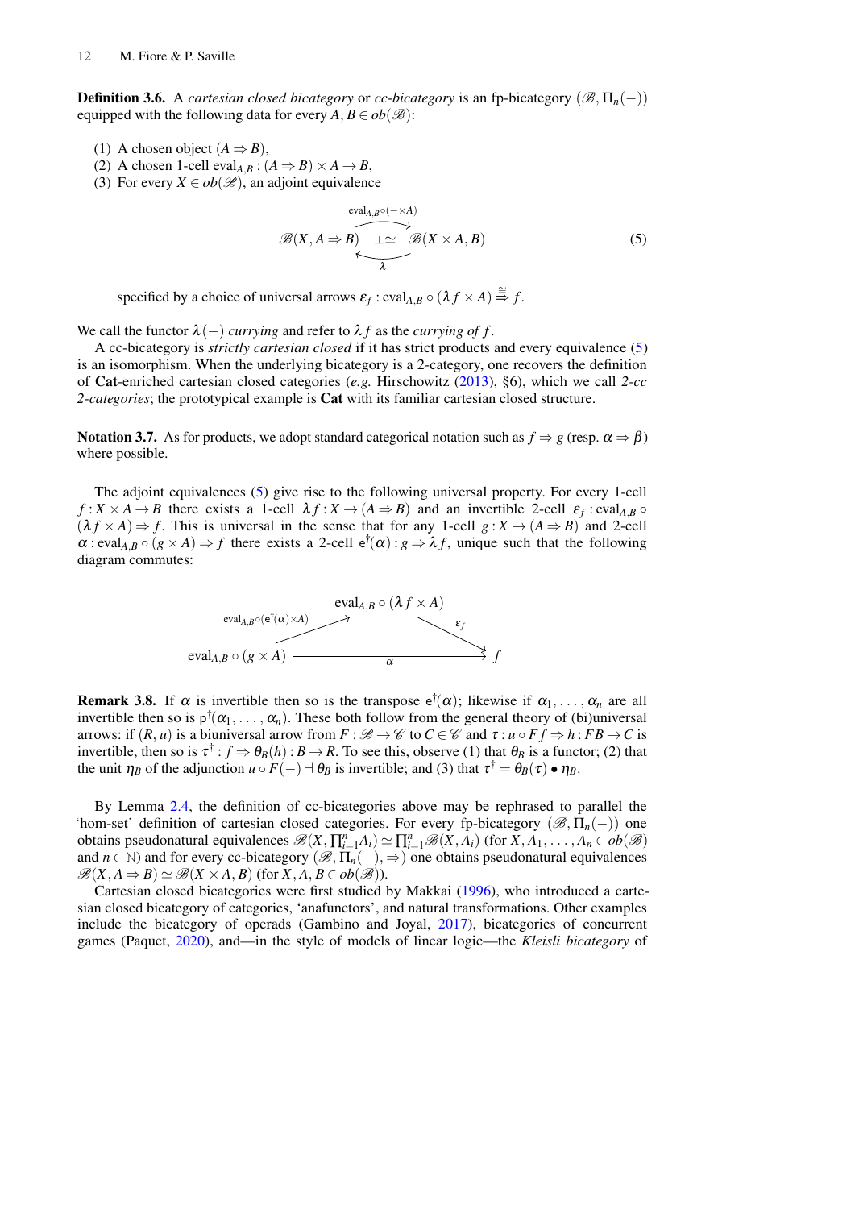**Definition 3.6.** A *cartesian closed bicategory* or *cc-bicategory* is an fp-bicategory $(\mathscr{B}, \Pi_n(-))$ equipped with the following data for every $A, B \in ob(\mathscr{B})$:

1. A chosen object $(A \Rightarrow B)$,
2. A chosen 1-cell $\mathrm{eval}_{A,B} : (A \Rightarrow B) \times A \to B$,
3. For every $X \in ob(\mathscr{B})$, an adjoint equivalence

$$\mathscr{B}(X, A \Rightarrow B) \underset{\lambda}{\overset{\mathrm{eval}_{A,B}\circ(-\times A)}{\rightleftarrows}} \perp\simeq \mathscr{B}(X \times A, B) \tag{5}$$

   specified by a choice of universal arrows $\varepsilon_f : \mathrm{eval}_{A,B} \circ (\lambda f \times A) \overset{\cong}{\Rightarrow} f$.

We call the functor $\lambda(-)$ *currying* and refer to $\lambda f$ as the *currying of* $f$.

A cc-bicategory is *strictly cartesian closed* if it has strict products and every equivalence (5) is an isomorphism. When the underlying bicategory is a 2-category, one recovers the definition of **Cat**-enriched cartesian closed categories (*e.g.* Hirschowitz (2013), §6), which we call *2-cc 2-categories*; the prototypical example is **Cat** with its familiar cartesian closed structure.

**Notation 3.7.** As for products, we adopt standard categorical notation such as $f \Rightarrow g$ (resp. $\alpha \Rightarrow \beta$) where possible.

The adjoint equivalences (5) give rise to the following universal property. For every 1-cell $f : X \times A \to B$ there exists a 1-cell $\lambda f : X \to (A \Rightarrow B)$ and an invertible 2-cell $\varepsilon_f : \mathrm{eval}_{A,B} \circ (\lambda f \times A) \Rightarrow f$. This is universal in the sense that for any 1-cell $g : X \to (A \Rightarrow B)$ and 2-cell $\alpha : \mathrm{eval}_{A,B} \circ (g \times A) \Rightarrow f$ there exists a 2-cell $\mathrm{e}^{\dagger}(\alpha) : g \Rightarrow \lambda f$, unique such that the following diagram commutes:

$$\begin{array}{ccc} & \mathrm{eval}_{A,B} \circ (\lambda f \times A) & \\ {\scriptstyle \mathrm{eval}_{A,B}\circ(\mathrm{e}^{\dagger}(\alpha)\times A)} \nearrow & & \searrow {\scriptstyle \varepsilon_f} \\ \mathrm{eval}_{A,B} \circ (g \times A) & \xrightarrow[\alpha]{} & f \end{array}$$

**Remark 3.8.** If $\alpha$ is invertible then so is the transpose $\mathrm{e}^{\dagger}(\alpha)$; likewise if $\alpha_1, \ldots, \alpha_n$ are all invertible then so is $\mathrm{p}^{\dagger}(\alpha_1, \ldots, \alpha_n)$. These both follow from the general theory of (bi)universal arrows: if $(R, u)$ is a biuniversal arrow from $F : \mathscr{B} \to \mathscr{C}$ to $C \in \mathscr{C}$ and $\tau : u \circ Ff \Rightarrow h : FB \to C$ is invertible, then so is $\tau^{\dagger} : f \Rightarrow \theta_B(h) : B \to R$. To see this, observe (1) that $\theta_B$ is a functor; (2) that the unit $\eta_B$ of the adjunction $u \circ F(-) \dashv \theta_B$ is invertible; and (3) that $\tau^{\dagger} = \theta_B(\tau) \bullet \eta_B$.

By Lemma 2.4, the definition of cc-bicategories above may be rephrased to parallel the 'hom-set' definition of cartesian closed categories. For every fp-bicategory $(\mathscr{B}, \Pi_n(-))$ one obtains pseudonatural equivalences $\mathscr{B}(X, \prod_{i=1}^{n} A_i) \simeq \prod_{i=1}^{n} \mathscr{B}(X, A_i)$ (for $X, A_1, \ldots, A_n \in ob(\mathscr{B})$ and $n \in \mathbb{N}$) and for every cc-bicategory $(\mathscr{B}, \Pi_n(-), \Rightarrow)$ one obtains pseudonatural equivalences $\mathscr{B}(X, A \Rightarrow B) \simeq \mathscr{B}(X \times A, B)$ (for $X, A, B \in ob(\mathscr{B})$).

Cartesian closed bicategories were first studied by Makkai (1996), who introduced a cartesian closed bicategory of categories, 'anafunctors', and natural transformations. Other examples include the bicategory of operads (Gambino and Joyal, 2017), bicategories of concurrent games (Paquet, 2020), and—in the style of models of linear logic—the *Kleisli bicategory* of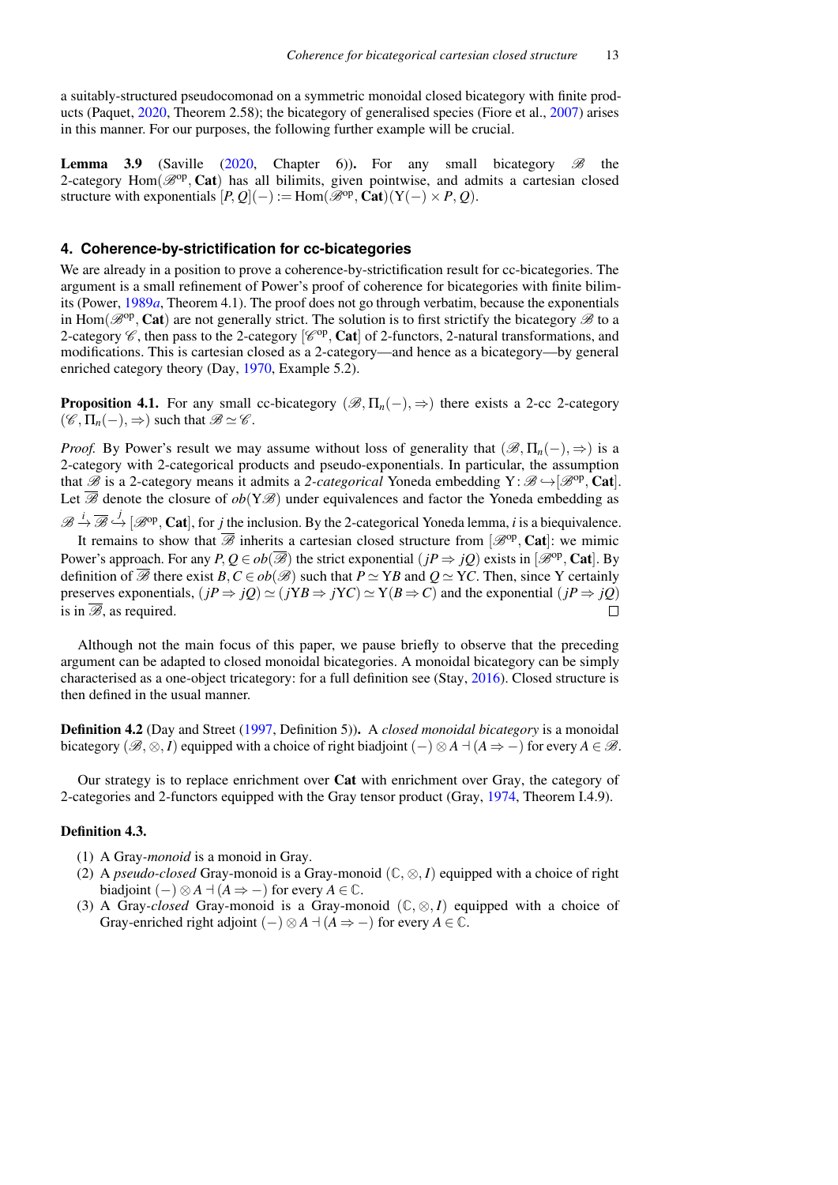a suitably-structured pseudocomonad on a symmetric monoidal closed bicategory with finite products (Paquet, 2020, Theorem 2.58); the bicategory of generalised species (Fiore et al., 2007) arises in this manner. For our purposes, the following further example will be crucial.

**Lemma 3.9** (Saville (2020, Chapter 6)). For any small bicategory $\mathscr{B}$ the 2-category $\mathrm{Hom}(\mathscr{B}^{\mathrm{op}}, \mathbf{Cat})$ has all bilimits, given pointwise, and admits a cartesian closed structure with exponentials $[P, Q](-) := \mathrm{Hom}(\mathscr{B}^{\mathrm{op}}, \mathbf{Cat})(\mathrm{Y}(-) \times P, Q)$.

## 4. Coherence-by-strictification for cc-bicategories

We are already in a position to prove a coherence-by-strictification result for cc-bicategories. The argument is a small refinement of Power's proof of coherence for bicategories with finite bilimits (Power, 1989*a*, Theorem 4.1). The proof does not go through verbatim, because the exponentials in $\mathrm{Hom}(\mathscr{B}^{\mathrm{op}}, \mathbf{Cat})$ are not generally strict. The solution is to first strictify the bicategory $\mathscr{B}$ to a 2-category $\mathscr{C}$, then pass to the 2-category $[\mathscr{C}^{\mathrm{op}}, \mathbf{Cat}]$ of 2-functors, 2-natural transformations, and modifications. This is cartesian closed as a 2-category—and hence as a bicategory—by general enriched category theory (Day, 1970, Example 5.2).

**Proposition 4.1.** For any small cc-bicategory $(\mathscr{B}, \Pi_n(-), \Rightarrow)$ there exists a 2-cc 2-category $(\mathscr{C}, \Pi_n(-), \Rightarrow)$ such that $\mathscr{B} \simeq \mathscr{C}$.

*Proof.* By Power's result we may assume without loss of generality that $(\mathscr{B}, \Pi_n(-), \Rightarrow)$ is a 2-category with 2-categorical products and pseudo-exponentials. In particular, the assumption that $\mathscr{B}$ is a 2-category means it admits a *2-categorical* Yoneda embedding $\mathrm{Y} \colon \mathscr{B} \hookrightarrow [\mathscr{B}^{\mathrm{op}}, \mathbf{Cat}]$. Let $\overline{\mathscr{B}}$ denote the closure of $ob(\mathrm{Y}\mathscr{B})$ under equivalences and factor the Yoneda embedding as $\mathscr{B} \xrightarrow{i} \overline{\mathscr{B}} \xhookrightarrow{j} [\mathscr{B}^{\mathrm{op}}, \mathbf{Cat}]$, for $j$ the inclusion. By the 2-categorical Yoneda lemma, $i$ is a biequivalence.

It remains to show that $\overline{\mathscr{B}}$ inherits a cartesian closed structure from $[\mathscr{B}^{\mathrm{op}}, \mathbf{Cat}]$: we mimic Power's approach. For any $P, Q \in ob(\overline{\mathscr{B}})$ the strict exponential $(jP \Rightarrow jQ)$ exists in $[\mathscr{B}^{\mathrm{op}}, \mathbf{Cat}]$. By definition of $\overline{\mathscr{B}}$ there exist $B, C \in ob(\mathscr{B})$ such that $P \simeq \mathrm{Y}B$ and $Q \simeq \mathrm{Y}C$. Then, since Y certainly preserves exponentials, $(jP \Rightarrow jQ) \simeq (j\mathrm{Y}B \Rightarrow j\mathrm{Y}C) \simeq \mathrm{Y}(B \Rightarrow C)$ and the exponential $(jP \Rightarrow jQ)$ is in $\overline{\mathscr{B}}$, as required. $\square$

Although not the main focus of this paper, we pause briefly to observe that the preceding argument can be adapted to closed monoidal bicategories. A monoidal bicategory can be simply characterised as a one-object tricategory: for a full definition see (Stay, 2016). Closed structure is then defined in the usual manner.

**Definition 4.2** (Day and Street (1997, Definition 5)). A *closed monoidal bicategory* is a monoidal bicategory $(\mathscr{B}, \otimes, I)$ equipped with a choice of right biadjoint $(-) \otimes A \dashv (A \Rightarrow -)$ for every $A \in \mathscr{B}$.

Our strategy is to replace enrichment over **Cat** with enrichment over Gray, the category of 2-categories and 2-functors equipped with the Gray tensor product (Gray, 1974, Theorem I.4.9).

**Definition 4.3.**

(1) A Gray-*monoid* is a monoid in Gray.
(2) A *pseudo-closed* Gray-monoid is a Gray-monoid $(\mathbb{C}, \otimes, I)$ equipped with a choice of right biadjoint $(-) \otimes A \dashv (A \Rightarrow -)$ for every $A \in \mathbb{C}$.
(3) A Gray-*closed* Gray-monoid is a Gray-monoid $(\mathbb{C}, \otimes, I)$ equipped with a choice of Gray-enriched right adjoint $(-) \otimes A \dashv (A \Rightarrow -)$ for every $A \in \mathbb{C}$.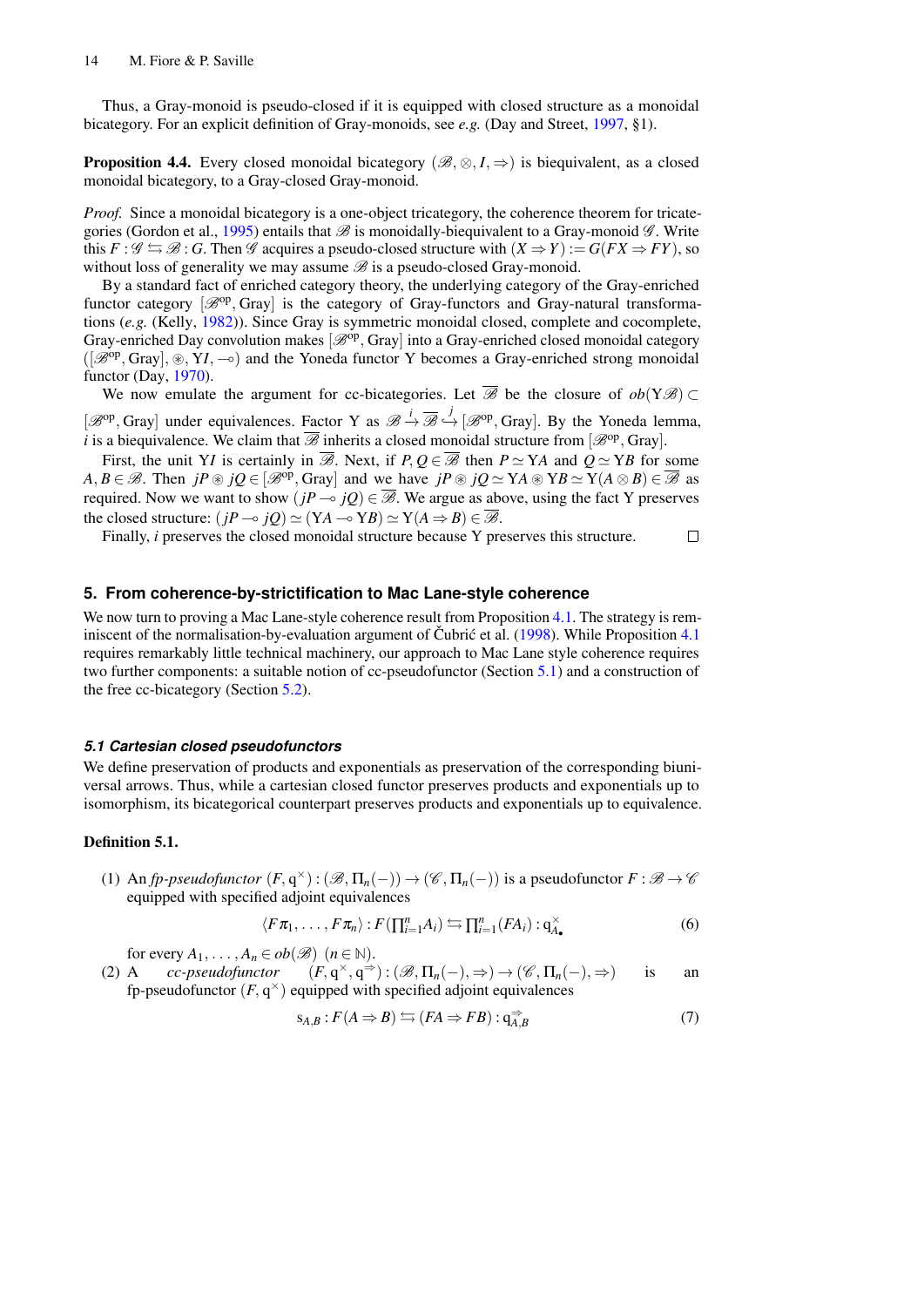Thus, a Gray-monoid is pseudo-closed if it is equipped with closed structure as a monoidal bicategory. For an explicit definition of Gray-monoids, see *e.g.* (Day and Street, 1997, §1).

**Proposition 4.4.** Every closed monoidal bicategory $(\mathscr{B}, \otimes, I, \Rightarrow)$ is biequivalent, as a closed monoidal bicategory, to a Gray-closed Gray-monoid.

*Proof.* Since a monoidal bicategory is a one-object tricategory, the coherence theorem for tricategories (Gordon et al., 1995) entails that $\mathscr{B}$ is monoidally-biequivalent to a Gray-monoid $\mathscr{G}$. Write this $F : \mathscr{G} \leftrightarrows \mathscr{B} : G$. Then $\mathscr{G}$ acquires a pseudo-closed structure with $(X \Rightarrow Y) := G(FX \Rightarrow FY)$, so without loss of generality we may assume $\mathscr{B}$ is a pseudo-closed Gray-monoid.

By a standard fact of enriched category theory, the underlying category of the Gray-enriched functor category $[\mathscr{B}^{\mathrm{op}}, \mathrm{Gray}]$ is the category of Gray-functors and Gray-natural transformations (*e.g.* (Kelly, 1982)). Since Gray is symmetric monoidal closed, complete and cocomplete, Gray-enriched Day convolution makes $[\mathscr{B}^{\mathrm{op}}, \mathrm{Gray}]$ into a Gray-enriched closed monoidal category $([\mathscr{B}^{\mathrm{op}}, \mathrm{Gray}], \circledast, \mathrm{Y}I, \multimap)$ and the Yoneda functor Y becomes a Gray-enriched strong monoidal functor (Day, 1970).

We now emulate the argument for cc-bicategories. Let $\overline{\mathscr{B}}$ be the closure of $ob(\mathrm{Y}\mathscr{B}) \subset [\mathscr{B}^{\mathrm{op}}, \mathrm{Gray}]$ under equivalences. Factor Y as $\mathscr{B} \xrightarrow{i} \overline{\mathscr{B}} \xhookrightarrow{j} [\mathscr{B}^{\mathrm{op}}, \mathrm{Gray}]$. By the Yoneda lemma, $i$ is a biequivalence. We claim that $\overline{\mathscr{B}}$ inherits a closed monoidal structure from $[\mathscr{B}^{\mathrm{op}}, \mathrm{Gray}]$.

First, the unit $\mathrm{Y}I$ is certainly in $\overline{\mathscr{B}}$. Next, if $P, Q \in \overline{\mathscr{B}}$ then $P \simeq \mathrm{Y}A$ and $Q \simeq \mathrm{Y}B$ for some $A, B \in \mathscr{B}$. Then $jP \circledast jQ \in [\mathscr{B}^{\mathrm{op}}, \mathrm{Gray}]$ and we have $jP \circledast jQ \simeq \mathrm{Y}A \circledast \mathrm{Y}B \simeq \mathrm{Y}(A \otimes B) \in \overline{\mathscr{B}}$ as required. Now we want to show $(jP \multimap jQ) \in \overline{\mathscr{B}}$. We argue as above, using the fact Y preserves the closed structure: $(jP \multimap jQ) \simeq (\mathrm{Y}A \multimap \mathrm{Y}B) \simeq \mathrm{Y}(A \Rightarrow B) \in \overline{\mathscr{B}}$.

Finally, $i$ preserves the closed monoidal structure because Y preserves this structure. $\square$

## 5. From coherence-by-strictification to Mac Lane-style coherence

We now turn to proving a Mac Lane-style coherence result from Proposition 4.1. The strategy is reminiscent of the normalisation-by-evaluation argument of Čubrić et al. (1998). While Proposition 4.1 requires remarkably little technical machinery, our approach to Mac Lane style coherence requires two further components: a suitable notion of cc-pseudofunctor (Section 5.1) and a construction of the free cc-bicategory (Section 5.2).

### 5.1 Cartesian closed pseudofunctors

We define preservation of products and exponentials as preservation of the corresponding biuniversal arrows. Thus, while a cartesian closed functor preserves products and exponentials up to isomorphism, its bicategorical counterpart preserves products and exponentials up to equivalence.

**Definition 5.1.**

(1) An *fp-pseudofunctor* $(F, \mathrm{q}^{\times}) : (\mathscr{B}, \Pi_n(-)) \to (\mathscr{C}, \Pi_n(-))$ is a pseudofunctor $F : \mathscr{B} \to \mathscr{C}$ equipped with specified adjoint equivalences

$$\langle F\pi_1, \ldots, F\pi_n \rangle : F(\textstyle\prod_{i=1}^{n} A_i) \leftrightarrows \textstyle\prod_{i=1}^{n}(FA_i) : \mathrm{q}^{\times}_{A_\bullet} \tag{6}$$

for every $A_1, \ldots, A_n \in ob(\mathscr{B})$ $(n \in \mathbb{N})$.

(2) A *cc-pseudofunctor* $(F, \mathrm{q}^{\times}, \mathrm{q}^{\Rightarrow}) : (\mathscr{B}, \Pi_n(-), \Rightarrow) \to (\mathscr{C}, \Pi_n(-), \Rightarrow)$ is an fp-pseudofunctor $(F, \mathrm{q}^{\times})$ equipped with specified adjoint equivalences

$$\mathrm{s}_{A,B} : F(A \Rightarrow B) \leftrightarrows (FA \Rightarrow FB) : \mathrm{q}^{\Rightarrow}_{A,B} \tag{7}$$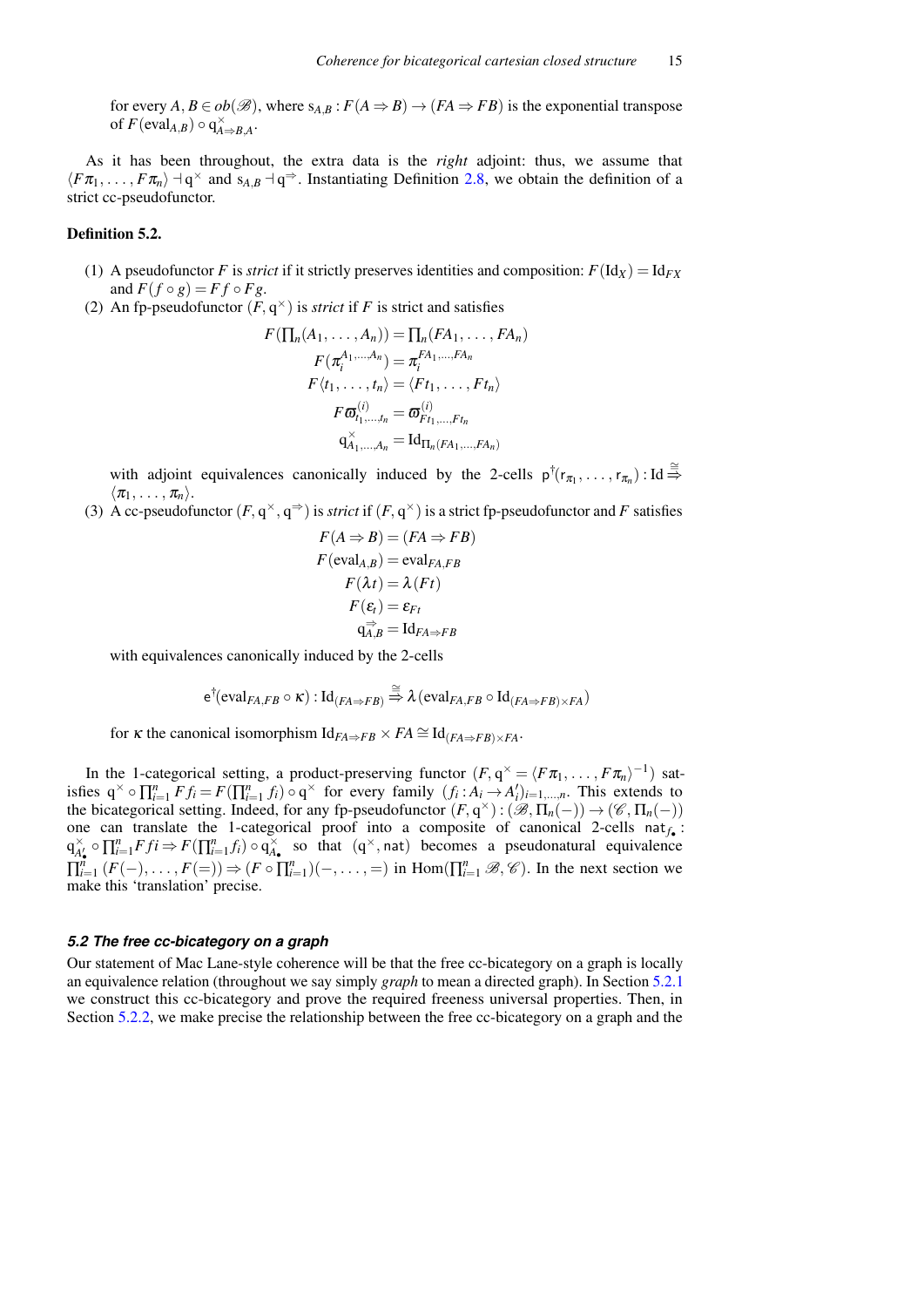for every $A, B \in ob(\mathscr{B})$, where $\mathrm{s}_{A,B} : F(A \Rightarrow B) \to (FA \Rightarrow FB)$ is the exponential transpose of $F(\mathrm{eval}_{A,B}) \circ \mathrm{q}^{\times}_{A \Rightarrow B, A}$.

As it has been throughout, the extra data is the *right* adjoint: thus, we assume that $\langle F\pi_1, \ldots, F\pi_n \rangle \dashv \mathrm{q}^{\times}$ and $\mathrm{s}_{A,B} \dashv \mathrm{q}^{\Rightarrow}$. Instantiating Definition 2.8, we obtain the definition of a strict cc-pseudofunctor.

**Definition 5.2.**

(1) A pseudofunctor $F$ is *strict* if it strictly preserves identities and composition: $F(\mathrm{Id}_X) = \mathrm{Id}_{FX}$ and $F(f \circ g) = Ff \circ Fg$.

(2) An fp-pseudofunctor $(F, \mathrm{q}^{\times})$ is *strict* if $F$ is strict and satisfies

$$
\begin{aligned}
F(\textstyle\prod_n(A_1, \ldots, A_n)) &= \textstyle\prod_n(FA_1, \ldots, FA_n) \\
F(\pi_i^{A_1,\ldots,A_n}) &= \pi_i^{FA_1,\ldots,FA_n} \\
F\langle t_1, \ldots, t_n \rangle &= \langle Ft_1, \ldots, Ft_n \rangle \\
F\varpi^{(i)}_{t_1,\ldots,t_n} &= \varpi^{(i)}_{Ft_1,\ldots,Ft_n} \\
\mathrm{q}^{\times}_{A_1,\ldots,A_n} &= \mathrm{Id}_{\prod_n(FA_1,\ldots,FA_n)}
\end{aligned}
$$

with adjoint equivalences canonically induced by the 2-cells $\mathsf{p}^{\dagger}(\mathsf{r}_{\pi_1}, \ldots, \mathsf{r}_{\pi_n}) : \mathrm{Id} \overset{\cong}{\Rightarrow} \langle \pi_1, \ldots, \pi_n \rangle$.

(3) A cc-pseudofunctor $(F, \mathrm{q}^{\times}, \mathrm{q}^{\Rightarrow})$ is *strict* if $(F, \mathrm{q}^{\times})$ is a strict fp-pseudofunctor and $F$ satisfies

$$
\begin{aligned}
F(A \Rightarrow B) &= (FA \Rightarrow FB) \\
F(\mathrm{eval}_{A,B}) &= \mathrm{eval}_{FA,FB} \\
F(\lambda t) &= \lambda(Ft) \\
F(\varepsilon_t) &= \varepsilon_{Ft} \\
\mathrm{q}^{\Rightarrow}_{A,B} &= \mathrm{Id}_{FA \Rightarrow FB}
\end{aligned}
$$

with equivalences canonically induced by the 2-cells

$$
\mathsf{e}^{\dagger}(\mathrm{eval}_{FA,FB} \circ \kappa) : \mathrm{Id}_{(FA \Rightarrow FB)} \overset{\cong}{\Rightarrow} \lambda(\mathrm{eval}_{FA,FB} \circ \mathrm{Id}_{(FA \Rightarrow FB) \times FA})
$$

for $\kappa$ the canonical isomorphism $\mathrm{Id}_{FA \Rightarrow FB} \times FA \cong \mathrm{Id}_{(FA \Rightarrow FB) \times FA}$.

In the 1-categorical setting, a product-preserving functor $(F, \mathrm{q}^{\times} = \langle F\pi_1, \ldots, F\pi_n \rangle^{-1})$ satisfies $\mathrm{q}^{\times} \circ \prod_{i=1}^n Ff_i = F(\prod_{i=1}^n f_i) \circ \mathrm{q}^{\times}$ for every family $(f_i : A_i \to A'_i)_{i=1,\ldots,n}$. This extends to the bicategorical setting. Indeed, for any fp-pseudofunctor $(F, \mathrm{q}^{\times}) : (\mathscr{B}, \Pi_n(-)) \to (\mathscr{C}, \Pi_n(-))$ one can translate the 1-categorical proof into a composite of canonical 2-cells $\mathsf{nat}_{f_\bullet} : \mathrm{q}^{\times}_{A'_\bullet} \circ \prod_{i=1}^n Ff i \Rightarrow F(\prod_{i=1}^n f_i) \circ \mathrm{q}^{\times}_{A_\bullet}$ so that $(\mathrm{q}^{\times}, \mathsf{nat})$ becomes a pseudonatural equivalence $\prod_{i=1}^n (F(-), \ldots, F(=)) \Rightarrow (F \circ \prod_{i=1}^n)(-, \ldots, =)$ in $\mathrm{Hom}(\prod_{i=1}^n \mathscr{B}, \mathscr{C})$. In the next section we make this 'translation' precise.

### 5.2 The free cc-bicategory on a graph

Our statement of Mac Lane-style coherence will be that the free cc-bicategory on a graph is locally an equivalence relation (throughout we say simply *graph* to mean a directed graph). In Section 5.2.1 we construct this cc-bicategory and prove the required freeness universal properties. Then, in Section 5.2.2, we make precise the relationship between the free cc-bicategory on a graph and the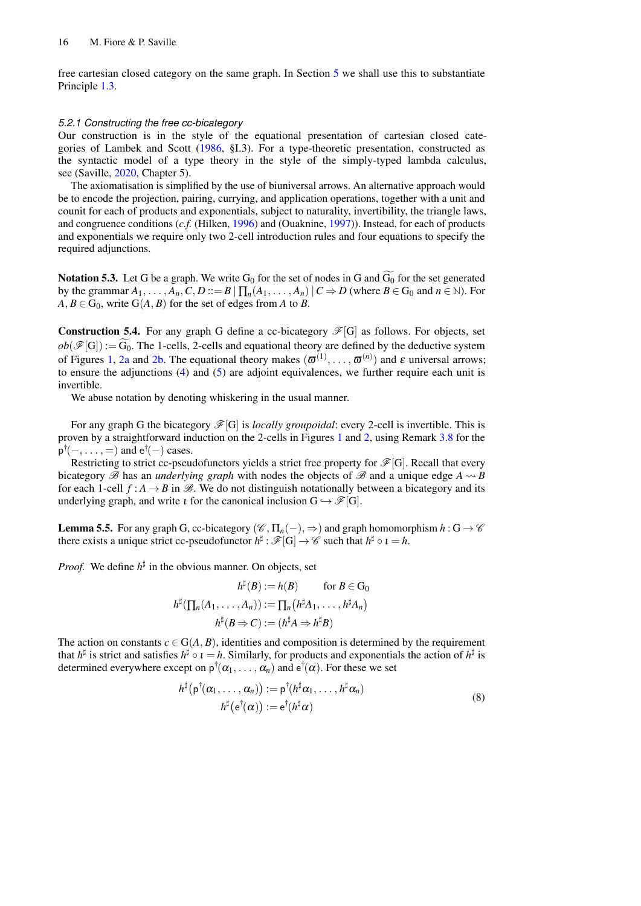free cartesian closed category on the same graph. In Section 5 we shall use this to substantiate Principle 1.3.

### 5.2.1 Constructing the free cc-bicategory

Our construction is in the style of the equational presentation of cartesian closed categories of Lambek and Scott (1986, §I.3). For a type-theoretic presentation, constructed as the syntactic model of a type theory in the style of the simply-typed lambda calculus, see (Saville, 2020, Chapter 5).

The axiomatisation is simplified by the use of biuniversal arrows. An alternative approach would be to encode the projection, pairing, currying, and application operations, together with a unit and counit for each of products and exponentials, subject to naturality, invertibility, the triangle laws, and congruence conditions (*c.f.* (Hilken, 1996) and (Ouaknine, 1997)). Instead, for each of products and exponentials we require only two 2-cell introduction rules and four equations to specify the required adjunctions.

**Notation 5.3.** Let G be a graph. We write $\mathrm{G}_0$ for the set of nodes in G and $\widetilde{\mathrm{G}_0}$ for the set generated by the grammar $A_1, \ldots, A_n, C, D ::= B \mid \prod_n(A_1, \ldots, A_n) \mid C \Rightarrow D$ (where $B \in \mathrm{G}_0$ and $n \in \mathbb{N}$). For $A, B \in \mathrm{G}_0$, write $\mathrm{G}(A, B)$ for the set of edges from $A$ to $B$.

**Construction 5.4.** For any graph G define a cc-bicategory $\mathscr{F}[\mathrm{G}]$ as follows. For objects, set $ob(\mathscr{F}[\mathrm{G}]) := \widetilde{\mathrm{G}_0}$. The 1-cells, 2-cells and equational theory are defined by the deductive system of Figures 1, 2a and 2b. The equational theory makes $(\varpi^{(1)}, \ldots, \varpi^{(n)})$ and $\varepsilon$ universal arrows; to ensure the adjunctions (4) and (5) are adjoint equivalences, we further require each unit is invertible.

We abuse notation by denoting whiskering in the usual manner.

For any graph G the bicategory $\mathscr{F}[\mathrm{G}]$ is *locally groupoidal*: every 2-cell is invertible. This is proven by a straightforward induction on the 2-cells in Figures 1 and 2, using Remark 3.8 for the $\mathsf{p}^{\dagger}(-, \ldots, =)$ and $\mathsf{e}^{\dagger}(-)$ cases.

Restricting to strict cc-pseudofunctors yields a strict free property for $\mathscr{F}[\mathrm{G}]$. Recall that every bicategory $\mathscr{B}$ has an *underlying graph* with nodes the objects of $\mathscr{B}$ and a unique edge $A \rightsquigarrow B$ for each 1-cell $f : A \to B$ in $\mathscr{B}$. We do not distinguish notationally between a bicategory and its underlying graph, and write $\iota$ for the canonical inclusion $\mathrm{G} \hookrightarrow \mathscr{F}[\mathrm{G}]$.

**Lemma 5.5.** For any graph G, cc-bicategory $(\mathscr{C}, \Pi_n(-), \Rightarrow)$ and graph homomorphism $h : \mathrm{G} \to \mathscr{C}$ there exists a unique strict cc-pseudofunctor $h^{\sharp} : \mathscr{F}[\mathrm{G}] \to \mathscr{C}$ such that $h^{\sharp} \circ \iota = h$.

*Proof.* We define $h^{\sharp}$ in the obvious manner. On objects, set

$$
\begin{aligned}
h^{\sharp}(B) &:= h(B) \qquad \text{for } B \in \mathrm{G}_0 \\
h^{\sharp}\big(\textstyle\prod_n(A_1, \ldots, A_n)\big) &:= \textstyle\prod_n\big(h^{\sharp}A_1, \ldots, h^{\sharp}A_n\big) \\
h^{\sharp}(B \Rightarrow C) &:= (h^{\sharp}A \Rightarrow h^{\sharp}B)
\end{aligned}
$$

The action on constants $c \in \mathrm{G}(A, B)$, identities and composition is determined by the requirement that $h^{\sharp}$ is strict and satisfies $h^{\sharp} \circ \iota = h$. Similarly, for products and exponentials the action of $h^{\sharp}$ is determined everywhere except on $\mathsf{p}^{\dagger}(\alpha_1, \ldots, \alpha_n)$ and $\mathsf{e}^{\dagger}(\alpha)$. For these we set

$$
\begin{aligned}
h^{\sharp}\big(\mathsf{p}^{\dagger}(\alpha_1, \ldots, \alpha_n)\big) &:= \mathsf{p}^{\dagger}(h^{\sharp}\alpha_1, \ldots, h^{\sharp}\alpha_n) \\
h^{\sharp}\big(\mathsf{e}^{\dagger}(\alpha)\big) &:= \mathsf{e}^{\dagger}(h^{\sharp}\alpha)
\end{aligned}
\tag{8}
$$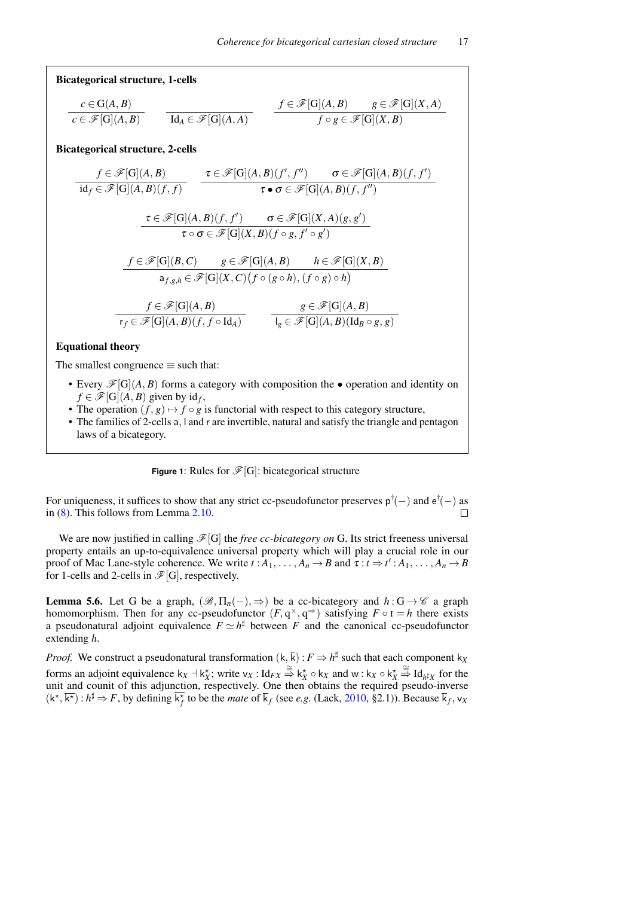**Bicategorical structure, 1-cells**

$$\frac{c \in \mathrm{G}(A,B)}{c \in \mathscr{F}[\mathrm{G}](A,B)} \qquad \frac{}{\mathrm{Id}_A \in \mathscr{F}[\mathrm{G}](A,A)} \qquad \frac{f \in \mathscr{F}[\mathrm{G}](A,B) \qquad g \in \mathscr{F}[\mathrm{G}](X,A)}{f \circ g \in \mathscr{F}[\mathrm{G}](X,B)}$$

**Bicategorical structure, 2-cells**

$$\frac{f \in \mathscr{F}[\mathrm{G}](A,B)}{\mathrm{id}_f \in \mathscr{F}[\mathrm{G}](A,B)(f,f)} \qquad \frac{\tau \in \mathscr{F}[\mathrm{G}](A,B)(f',f'') \qquad \sigma \in \mathscr{F}[\mathrm{G}](A,B)(f,f')}{\tau \bullet \sigma \in \mathscr{F}[\mathrm{G}](A,B)(f,f'')}$$

$$\frac{\tau \in \mathscr{F}[\mathrm{G}](A,B)(f,f') \qquad \sigma \in \mathscr{F}[\mathrm{G}](X,A)(g,g')}{\tau \circ \sigma \in \mathscr{F}[\mathrm{G}](X,B)(f \circ g, f' \circ g')}$$

$$\frac{f \in \mathscr{F}[\mathrm{G}](B,C) \qquad g \in \mathscr{F}[\mathrm{G}](A,B) \qquad h \in \mathscr{F}[\mathrm{G}](X,B)}{\mathsf{a}_{f,g,h} \in \mathscr{F}[\mathrm{G}](X,C)\big(f \circ (g \circ h), (f \circ g) \circ h\big)}$$

$$\frac{f \in \mathscr{F}[\mathrm{G}](A,B)}{\mathsf{r}_f \in \mathscr{F}[\mathrm{G}](A,B)(f, f \circ \mathrm{Id}_A)} \qquad \frac{g \in \mathscr{F}[\mathrm{G}](A,B)}{\mathsf{l}_g \in \mathscr{F}[\mathrm{G}](A,B)(\mathrm{Id}_B \circ g, g)}$$

**Equational theory**

The smallest congruence $\equiv$ such that:

- Every $\mathscr{F}[\mathrm{G}](A,B)$ forms a category with composition the $\bullet$ operation and identity on $f \in \mathscr{F}[\mathrm{G}](A,B)$ given by $\mathrm{id}_f$,
- The operation $(f,g) \mapsto f \circ g$ is functorial with respect to this category structure,
- The families of 2-cells $\mathsf{a}$, $\mathsf{l}$ and $\mathsf{r}$ are invertible, natural and satisfy the triangle and pentagon laws of a bicategory.

**Figure 1**: Rules for $\mathscr{F}[\mathrm{G}]$: bicategorical structure

For uniqueness, it suffices to show that any strict cc-pseudofunctor preserves $\mathsf{p}^{\dagger}(-)$ and $\mathsf{e}^{\dagger}(-)$ as in (8). This follows from Lemma 2.10. $\square$

We are now justified in calling $\mathscr{F}[\mathrm{G}]$ the *free cc-bicategory on* G. Its strict freeness universal property entails an up-to-equivalence universal property which will play a crucial role in our proof of Mac Lane-style coherence. We write $t : A_1, \ldots, A_n \to B$ and $\tau : t \Rightarrow t' : A_1, \ldots, A_n \to B$ for 1-cells and 2-cells in $\mathscr{F}[\mathrm{G}]$, respectively.

**Lemma 5.6.** Let G be a graph, $(\mathscr{B}, \Pi_n(-), \Rightarrow)$ be a cc-bicategory and $h : \mathrm{G} \to \mathscr{C}$ a graph homomorphism. Then for any cc-pseudofunctor $(F, \mathsf{q}^{\times}, \mathsf{q}^{\Rightarrow})$ satisfying $F \circ \iota = h$ there exists a pseudonatural adjoint equivalence $F \simeq h^{\sharp}$ between $F$ and the canonical cc-pseudofunctor extending $h$.

*Proof.* We construct a pseudonatural transformation $(\mathsf{k}, \overline{\mathsf{k}}) : F \Rightarrow h^{\sharp}$ such that each component $\mathsf{k}_X$ forms an adjoint equivalence $\mathsf{k}_X \dashv \mathsf{k}_X^{\star}$; write $\mathsf{v}_X : \mathrm{Id}_{FX} \overset{\cong}{\Rightarrow} \mathsf{k}_X^{\star} \circ \mathsf{k}_X$ and $\mathsf{w} : \mathsf{k}_X \circ \mathsf{k}_X^{\star} \overset{\cong}{\Rightarrow} \mathrm{Id}_{h^{\sharp}X}$ for the unit and counit of this adjunction, respectively. One then obtains the required pseudo-inverse $(\mathsf{k}^{\star}, \overline{\mathsf{k}^{\star}}) : h^{\sharp} \Rightarrow F$, by defining $\overline{\mathsf{k}_f^{\star}}$ to be the *mate* of $\overline{\mathsf{k}}_f$ (see *e.g.* (Lack, 2010, §2.1)). Because $\overline{\mathsf{k}}_f$, $\mathsf{v}_X$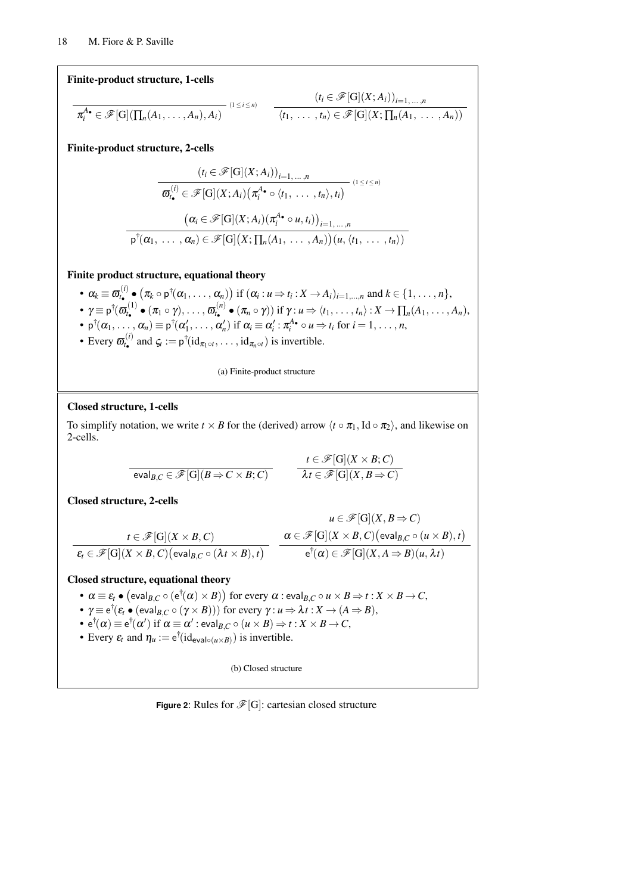**Finite-product structure, 1-cells**

$$\frac{}{\pi_i^{A_\bullet} \in \mathscr{F}[\mathrm{G}](\prod_n(A_1, \ldots, A_n), A_i)} \ {\scriptstyle (1 \le i \le n)} \qquad \frac{(t_i \in \mathscr{F}[\mathrm{G}](X; A_i))_{i=1,\ldots,n}}{\langle t_1, \ldots, t_n\rangle \in \mathscr{F}[\mathrm{G}](X; \prod_n(A_1, \ldots, A_n))}$$

**Finite-product structure, 2-cells**

$$\frac{(t_i \in \mathscr{F}[\mathrm{G}](X; A_i))_{i=1,\ldots,n}}{\varpi_{t_\bullet}^{(i)} \in \mathscr{F}[\mathrm{G}](X; A_i)\big(\pi_i^{A_\bullet} \circ \langle t_1, \ldots, t_n\rangle, t_i\big)} \ {\scriptstyle (1 \le i \le n)}$$

$$\frac{\big(\alpha_i \in \mathscr{F}[\mathrm{G}](X; A_i)(\pi_i^{A_\bullet} \circ u, t_i)\big)_{i=1,\ldots,n}}{\mathsf{p}^\dagger(\alpha_1, \ldots, \alpha_n) \in \mathscr{F}[\mathrm{G}]\big(X; \prod_n(A_1, \ldots, A_n)\big)(u, \langle t_1, \ldots, t_n\rangle)}$$

**Finite product structure, equational theory**

- $\alpha_k \equiv \varpi_{t_\bullet}^{(i)} \bullet \big(\pi_k \circ \mathsf{p}^\dagger(\alpha_1, \ldots, \alpha_n)\big)$ if $(\alpha_i : u \Rightarrow t_i : X \to A_i)_{i=1,\ldots,n}$ and $k \in \{1, \ldots, n\}$,
- $\gamma \equiv \mathsf{p}^\dagger(\varpi_{t_\bullet}^{(1)} \bullet (\pi_1 \circ \gamma), \ldots, \varpi_{t_\bullet}^{(n)} \bullet (\pi_n \circ \gamma))$ if $\gamma : u \Rightarrow \langle t_1, \ldots, t_n\rangle : X \to \prod_n(A_1, \ldots, A_n)$,
- $\mathsf{p}^\dagger(\alpha_1, \ldots, \alpha_n) \equiv \mathsf{p}^\dagger(\alpha'_1, \ldots, \alpha'_n)$ if $\alpha_i \equiv \alpha'_i : \pi_i^{A_\bullet} \circ u \Rightarrow t_i$ for $i = 1, \ldots, n$,
- Every $\varpi_{t_\bullet}^{(i)}$ and $\varsigma_t := \mathsf{p}^\dagger(\mathrm{id}_{\pi_1 \circ t}, \ldots, \mathrm{id}_{\pi_n \circ t})$ is invertible.

(a) Finite-product structure

**Closed structure, 1-cells**

To simplify notation, we write $t \times B$ for the (derived) arrow $\langle t \circ \pi_1, \mathrm{Id} \circ \pi_2\rangle$, and likewise on 2-cells.

$$\frac{}{\mathsf{eval}_{B,C} \in \mathscr{F}[\mathrm{G}](B \Rightarrow C \times B; C)} \qquad \frac{t \in \mathscr{F}[\mathrm{G}](X \times B; C)}{\lambda t \in \mathscr{F}[\mathrm{G}](X, B \Rightarrow C)}$$

**Closed structure, 2-cells**

$$\frac{t \in \mathscr{F}[\mathrm{G}](X \times B, C)}{\varepsilon_t \in \mathscr{F}[\mathrm{G}](X \times B, C)\big(\mathsf{eval}_{B,C} \circ (\lambda t \times B), t\big)} \qquad \frac{\begin{array}{c} u \in \mathscr{F}[\mathrm{G}](X, B \Rightarrow C) \\ \alpha \in \mathscr{F}[\mathrm{G}](X \times B, C)\big(\mathsf{eval}_{B,C} \circ (u \times B), t\big)\end{array}}{\mathsf{e}^\dagger(\alpha) \in \mathscr{F}[\mathrm{G}](X, A \Rightarrow B)(u, \lambda t)}$$

**Closed structure, equational theory**

- $\alpha \equiv \varepsilon_t \bullet \big(\mathsf{eval}_{B,C} \circ (\mathsf{e}^\dagger(\alpha) \times B)\big)$ for every $\alpha : \mathsf{eval}_{B,C} \circ u \times B \Rightarrow t : X \times B \to C$,
- $\gamma \equiv \mathsf{e}^\dagger(\varepsilon_t \bullet (\mathsf{eval}_{B,C} \circ (\gamma \times B)))$ for every $\gamma : u \Rightarrow \lambda t : X \to (A \Rightarrow B)$,
- $\mathsf{e}^\dagger(\alpha) \equiv \mathsf{e}^\dagger(\alpha')$ if $\alpha \equiv \alpha' : \mathsf{eval}_{B,C} \circ (u \times B) \Rightarrow t : X \times B \to C$,
- Every $\varepsilon_t$ and $\eta_u := \mathsf{e}^\dagger(\mathrm{id}_{\mathsf{eval} \circ (u \times B)})$ is invertible.

(b) Closed structure

**Figure 2**: Rules for $\mathscr{F}[\mathrm{G}]$: cartesian closed structure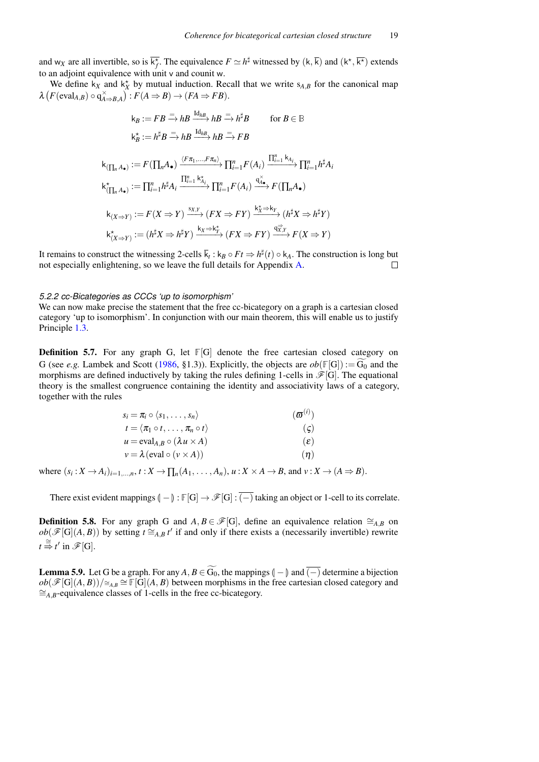and $\mathsf{w}_X$ are all invertible, so is $\overline{\mathsf{k}^\star_f}$. The equivalence $F \simeq h^\sharp$ witnessed by $(\mathsf{k}, \overline{\mathsf{k}})$ and $(\mathsf{k}^\star, \overline{\mathsf{k}^\star})$ extends to an adjoint equivalence with unit $\mathsf{v}$ and counit $\mathsf{w}$.

We define $\mathsf{k}_X$ and $\mathsf{k}^\star_X$ by mutual induction. Recall that we write $\mathsf{s}_{A,B}$ for the canonical map $\lambda\left(F(\mathrm{eval}_{A,B}) \circ \mathsf{q}^\times_{A\Rightarrow B,A}\right) : F(A \Rightarrow B) \to (FA \Rightarrow FB)$.

$$\mathsf{k}_B := FB \xrightarrow{=} hB \xrightarrow{\mathrm{Id}_{hB}} hB \xrightarrow{=} h^\sharp B \qquad \text{for } B \in \mathbb{B}$$

$$\mathsf{k}^\star_B := h^\sharp B \xrightarrow{=} hB \xrightarrow{\mathrm{Id}_{hB}} hB \xrightarrow{=} FB$$

$$\mathsf{k}_{(\prod_n A_\bullet)} := F(\textstyle\prod_n A_\bullet) \xrightarrow{\langle F\pi_1, \dots, F\pi_n\rangle} \prod_{i=1}^n F(A_i) \xrightarrow{\prod_{i=1}^n \mathsf{k}_{A_i}} \prod_{i=1}^n h^\sharp A_i$$

$$\mathsf{k}^\star_{(\prod_n A_\bullet)} := \textstyle\prod_{i=1}^n h^\sharp A_i \xrightarrow{\prod_{i=1}^n \mathsf{k}^\star_{A_i}} \prod_{i=1}^n F(A_i) \xrightarrow{\mathsf{q}^\times_{A_\bullet}} F(\prod_n A_\bullet)$$

$$\mathsf{k}_{(X\Rightarrow Y)} := F(X \Rightarrow Y) \xrightarrow{\mathsf{s}_{X,Y}} (FX \Rightarrow FY) \xrightarrow{\mathsf{k}^\star_X \Rightarrow \mathsf{k}_Y} (h^\sharp X \Rightarrow h^\sharp Y)$$

$$\mathsf{k}^\star_{(X\Rightarrow Y)} := (h^\sharp X \Rightarrow h^\sharp Y) \xrightarrow{\mathsf{k}_X \Rightarrow \mathsf{k}^\star_Y} (FX \Rightarrow FY) \xrightarrow{\mathsf{q}^{\Rightarrow}_{X,Y}} F(X \Rightarrow Y)$$

It remains to construct the witnessing 2-cells $\overline{\mathsf{k}}_t : \mathsf{k}_B \circ Ft \Rightarrow h^\sharp(t) \circ \mathsf{k}_A$. The construction is long but not especially enlightening, so we leave the full details for Appendix A. □

*5.2.2 cc-Bicategories as CCCs 'up to isomorphism'*

We can now make precise the statement that the free cc-bicategory on a graph is a cartesian closed category 'up to isomorphism'. In conjunction with our main theorem, this will enable us to justify Principle 1.3.

**Definition 5.7.** For any graph G, let $\mathbb{F}[\mathrm{G}]$ denote the free cartesian closed category on G (see *e.g.* Lambek and Scott (1986, §1.3)). Explicitly, the objects are $ob(\mathbb{F}[\mathrm{G}]) := \widetilde{\mathrm{G}_0}$ and the morphisms are defined inductively by taking the rules defining 1-cells in $\mathscr{F}[\mathrm{G}]$. The equational theory is the smallest congruence containing the identity and associativity laws of a category, together with the rules

$$s_i = \pi_i \circ \langle s_1, \dots, s_n\rangle \qquad (\varpi^{(i)})$$

$$t = \langle \pi_1 \circ t, \dots, \pi_n \circ t\rangle \qquad (\varsigma)$$

$$u = \mathrm{eval}_{A,B} \circ (\lambda u \times A) \qquad (\varepsilon)$$

$$v = \lambda(\mathrm{eval} \circ (v \times A)) \qquad (\eta)$$

where $(s_i : X \to A_i)_{i=1,\dots,n}$, $t : X \to \prod_n(A_1, \dots, A_n)$, $u : X \times A \to B$, and $v : X \to (A \Rightarrow B)$.

There exist evident mappings $(\!|-|\!) : \mathbb{F}[\mathrm{G}] \to \mathscr{F}[\mathrm{G}] : \overline{(-)}$ taking an object or 1-cell to its correlate.

**Definition 5.8.** For any graph G and $A, B \in \mathscr{F}[\mathrm{G}]$, define an equivalence relation $\cong_{A,B}$ on $ob(\mathscr{F}[\mathrm{G}](A,B))$ by setting $t \cong_{A,B} t'$ if and only if there exists a (necessarily invertible) rewrite $t \overset{\cong}{\Rightarrow} t'$ in $\mathscr{F}[\mathrm{G}]$.

**Lemma 5.9.** Let G be a graph. For any $A, B \in \widetilde{\mathrm{G}_0}$, the mappings $(\!|-|\!)$ and $\overline{(-)}$ determine a bijection $ob(\mathscr{F}[\mathrm{G}](A,B))/_{\cong_{A,B}} \cong \mathbb{F}[\mathrm{G}](A,B)$ between morphisms in the free cartesian closed category and $\cong_{A,B}$-equivalence classes of 1-cells in the free cc-bicategory.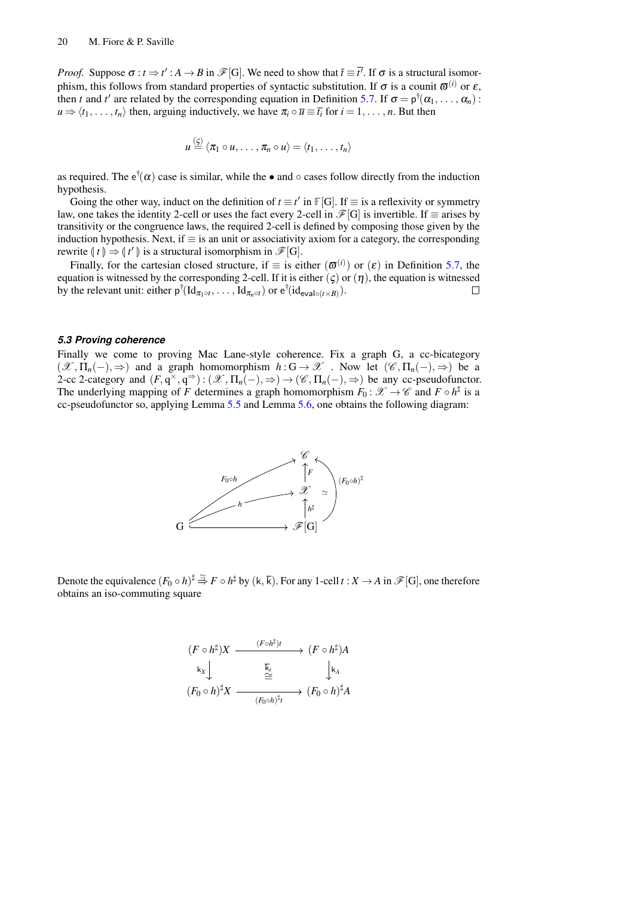*Proof.* Suppose $\sigma : t \Rightarrow t' : A \to B$ in $\mathscr{F}[\mathrm{G}]$. We need to show that $\bar{t} \equiv \overline{t'}$. If $\sigma$ is a structural isomorphism, this follows from standard properties of syntactic substitution. If $\sigma$ is a counit $\varpi^{(i)}$ or $\varepsilon$, then $t$ and $t'$ are related by the corresponding equation in Definition 5.7. If $\sigma = \mathsf{p}^{\dagger}(\alpha_1, \ldots, \alpha_n) : u \Rightarrow \langle t_1, \ldots, t_n \rangle$ then, arguing inductively, we have $\pi_i \circ \overline{u} \equiv \overline{t_i}$ for $i = 1, \ldots, n$. But then

$$u \stackrel{(\varsigma)}{\equiv} \langle \pi_1 \circ u, \ldots, \pi_n \circ u \rangle = \langle t_1, \ldots, t_n \rangle$$

as required. The $\mathsf{e}^{\dagger}(\alpha)$ case is similar, while the $\bullet$ and $\circ$ cases follow directly from the induction hypothesis.

Going the other way, induct on the definition of $t \equiv t'$ in $\mathbb{F}[\mathrm{G}]$. If $\equiv$ is a reflexivity or symmetry law, one takes the identity 2-cell or uses the fact every 2-cell in $\mathscr{F}[\mathrm{G}]$ is invertible. If $\equiv$ arises by transitivity or the congruence laws, the required 2-cell is defined by composing those given by the induction hypothesis. Next, if $\equiv$ is an unit or associativity axiom for a category, the corresponding rewrite $(\!| t |\!) \Rightarrow (\!| t' |\!)$ is a structural isomorphism in $\mathscr{F}[\mathrm{G}]$.

Finally, for the cartesian closed structure, if $\equiv$ is either $(\varpi^{(i)})$ or $(\varepsilon)$ in Definition 5.7, the equation is witnessed by the corresponding 2-cell. If it is either $(\varsigma)$ or $(\eta)$, the equation is witnessed by the relevant unit: either $\mathsf{p}^{\dagger}(\mathrm{Id}_{\pi_1 \circ t}, \ldots, \mathrm{Id}_{\pi_n \circ t})$ or $\mathsf{e}^{\dagger}(\mathrm{id}_{\mathsf{eval} \circ (t \times B)})$. $\square$

### 5.3 Proving coherence

Finally we come to proving Mac Lane-style coherence. Fix a graph G, a cc-bicategory $(\mathscr{X}, \Pi_n(-), \Rightarrow)$ and a graph homomorphism $h : \mathrm{G} \to \mathscr{X}$ . Now let $(\mathscr{C}, \Pi_n(-), \Rightarrow)$ be a 2-cc 2-category and $(F, \mathrm{q}^{\times}, \mathrm{q}^{\Rightarrow}) : (\mathscr{X}, \Pi_n(-), \Rightarrow) \to (\mathscr{C}, \Pi_n(-), \Rightarrow)$ be any cc-pseudofunctor. The underlying mapping of $F$ determines a graph homomorphism $F_0 : \mathscr{X} \to \mathscr{C}$ and $F \circ h^{\sharp}$ is a cc-pseudofunctor so, applying Lemma 5.5 and Lemma 5.6, one obtains the following diagram:

$$\begin{array}{ccc}
 & & \mathscr{C} \\
 & \nearrow^{F_0 \circ h} & \uparrow F \quad \nwarrow (F_0 \circ h)^{\sharp} \\
 & \nearrow^{h} & \mathscr{X} \quad \simeq \\
 & & \uparrow h^{\sharp} \\
\mathrm{G} & \longrightarrow & \mathscr{F}[\mathrm{G}]
\end{array}$$

Denote the equivalence $(F_0 \circ h)^{\sharp} \overset{\simeq}{\Rightarrow} F \circ h^{\sharp}$ by $(\mathsf{k}, \overline{\mathsf{k}})$. For any 1-cell $t : X \to A$ in $\mathscr{F}[\mathrm{G}]$, one therefore obtains an iso-commuting square

$$\begin{array}{ccc}
(F \circ h^{\sharp})X & \xrightarrow{(F \circ h^{\sharp})t} & (F \circ h^{\sharp})A \\
{\scriptstyle \mathsf{k}_X} \downarrow & \overset{\overline{\mathsf{k}}_t}{\cong} & \downarrow {\scriptstyle \mathsf{k}_A} \\
(F_0 \circ h)^{\sharp}X & \xrightarrow[(F_0 \circ h)^{\sharp}t]{} & (F_0 \circ h)^{\sharp}A
\end{array}$$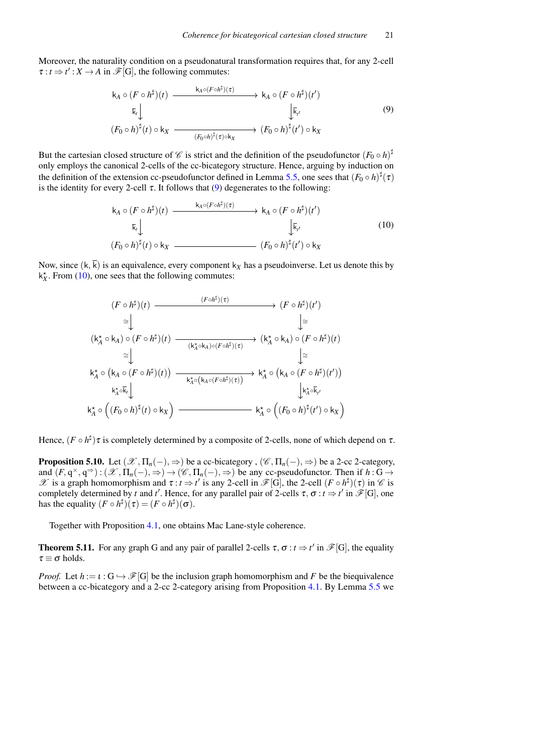Moreover, the naturality condition on a pseudonatural transformation requires that, for any 2-cell $\tau : t \Rightarrow t' : X \to A$ in $\mathscr{F}[\mathrm{G}]$, the following commutes:

$$
\begin{array}{ccc}
\mathsf{k}_A \circ (F \circ h^\sharp)(t) & \xrightarrow{\mathsf{k}_A \circ (F \circ h^\sharp)(\tau)} & \mathsf{k}_A \circ (F \circ h^\sharp)(t') \\
{\scriptstyle \overline{\mathsf{k}}_t} \downarrow & & \downarrow {\scriptstyle \overline{\mathsf{k}}_{t'}} \\
(F_0 \circ h)^\sharp(t) \circ \mathsf{k}_X & \xrightarrow[(F_0 \circ h)^\sharp(\tau) \circ \mathsf{k}_X]{} & (F_0 \circ h)^\sharp(t') \circ \mathsf{k}_X
\end{array}
\tag{9}
$$

But the cartesian closed structure of $\mathscr{C}$ is strict and the definition of the pseudofunctor $(F_0 \circ h)^\sharp$ only employs the canonical 2-cells of the cc-bicategory structure. Hence, arguing by induction on the definition of the extension cc-pseudofunctor defined in Lemma 5.5, one sees that $(F_0 \circ h)^\sharp(\tau)$ is the identity for every 2-cell $\tau$. It follows that (9) degenerates to the following:

$$
\begin{array}{ccc}
\mathsf{k}_A \circ (F \circ h^\sharp)(t) & \xrightarrow{\mathsf{k}_A \circ (F \circ h^\sharp)(\tau)} & \mathsf{k}_A \circ (F \circ h^\sharp)(t') \\
{\scriptstyle \overline{\mathsf{k}}_t} \downarrow & & \downarrow {\scriptstyle \overline{\mathsf{k}}_{t'}} \\
(F_0 \circ h)^\sharp(t) \circ \mathsf{k}_X & \xrightarrow{\qquad\qquad} & (F_0 \circ h)^\sharp(t') \circ \mathsf{k}_X
\end{array}
\tag{10}
$$

Now, since $(\mathsf{k}, \overline{\mathsf{k}})$ is an equivalence, every component $\mathsf{k}_X$ has a pseudoinverse. Let us denote this by $\mathsf{k}_X^\star$. From (10), one sees that the following commutes:

$$
\begin{array}{ccc}
(F \circ h^\sharp)(t) & \xrightarrow{(F \circ h^\sharp)(\tau)} & (F \circ h^\sharp)(t') \\
{\scriptstyle \cong} \downarrow & & \downarrow {\scriptstyle \cong} \\
(\mathsf{k}_A^\star \circ \mathsf{k}_A) \circ (F \circ h^\sharp)(t) & \xrightarrow[(\mathsf{k}_A^\star \circ \mathsf{k}_A) \circ (F \circ h^\sharp)(\tau)]{} & (\mathsf{k}_A^\star \circ \mathsf{k}_A) \circ (F \circ h^\sharp)(t) \\
{\scriptstyle \cong} \downarrow & & \downarrow {\scriptstyle \cong} \\
\mathsf{k}_A^\star \circ \big(\mathsf{k}_A \circ (F \circ h^\sharp)(t)\big) & \xrightarrow[\mathsf{k}_A^\star \circ (\mathsf{k}_A \circ (F \circ h^\sharp)(\tau))]{} & \mathsf{k}_A^\star \circ \big(\mathsf{k}_A \circ (F \circ h^\sharp)(t')\big) \\
{\scriptstyle \mathsf{k}_A^\star \circ \overline{\mathsf{k}}_t} \downarrow & & \downarrow {\scriptstyle \mathsf{k}_A^\star \circ \overline{\mathsf{k}}_{t'}} \\
\mathsf{k}_A^\star \circ \Big((F_0 \circ h)^\sharp(t) \circ \mathsf{k}_X\Big) & \xrightarrow{\qquad\qquad} & \mathsf{k}_A^\star \circ \Big((F_0 \circ h)^\sharp(t') \circ \mathsf{k}_X\Big)
\end{array}
$$

Hence, $(F \circ h^\sharp)\tau$ is completely determined by a composite of 2-cells, none of which depend on $\tau$.

**Proposition 5.10.** Let $(\mathscr{X}, \Pi_n(-), \Rightarrow)$ be a cc-bicategory , $(\mathscr{C}, \Pi_n(-), \Rightarrow)$ be a 2-cc 2-category, and $(F, \mathrm{q}^\times, \mathrm{q}^\Rightarrow) : (\mathscr{X}, \Pi_n(-), \Rightarrow) \to (\mathscr{C}, \Pi_n(-), \Rightarrow)$ be any cc-pseudofunctor. Then if $h : \mathrm{G} \to \mathscr{X}$ is a graph homomorphism and $\tau : t \Rightarrow t'$ is any 2-cell in $\mathscr{F}[\mathrm{G}]$, the 2-cell $(F \circ h^\sharp)(\tau)$ in $\mathscr{C}$ is completely determined by $t$ and $t'$. Hence, for any parallel pair of 2-cells $\tau, \sigma : t \Rightarrow t'$ in $\mathscr{F}[\mathrm{G}]$, one has the equality $(F \circ h^\sharp)(\tau) = (F \circ h^\sharp)(\sigma)$.

Together with Proposition 4.1, one obtains Mac Lane-style coherence.

**Theorem 5.11.** For any graph G and any pair of parallel 2-cells $\tau, \sigma : t \Rightarrow t'$ in $\mathscr{F}[\mathrm{G}]$, the equality $\tau \equiv \sigma$ holds.

*Proof.* Let $h := \iota : \mathrm{G} \hookrightarrow \mathscr{F}[\mathrm{G}]$ be the inclusion graph homomorphism and $F$ be the biequivalence between a cc-bicategory and a 2-cc 2-category arising from Proposition 4.1. By Lemma 5.5 we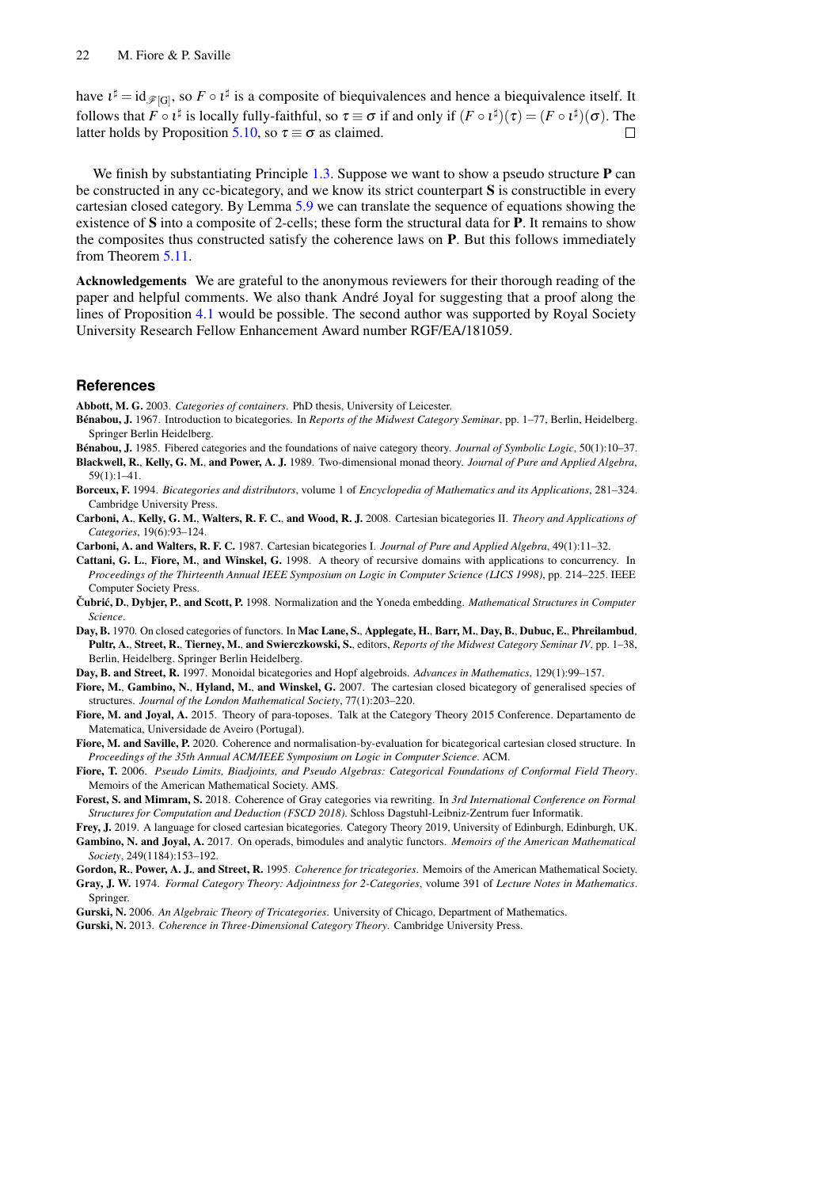have $\iota^\sharp = \mathrm{id}_{\mathscr{F}[\mathrm{G}]}$, so $F \circ \iota^\sharp$ is a composite of biequivalences and hence a biequivalence itself. It follows that $F \circ \iota^\sharp$ is locally fully-faithful, so $\tau \equiv \sigma$ if and only if $(F \circ \iota^\sharp)(\tau) = (F \circ \iota^\sharp)(\sigma)$. The latter holds by Proposition 5.10, so $\tau \equiv \sigma$ as claimed. □

We finish by substantiating Principle 1.3. Suppose we want to show a pseudo structure **P** can be constructed in any cc-bicategory, and we know its strict counterpart **S** is constructible in every cartesian closed category. By Lemma 5.9 we can translate the sequence of equations showing the existence of **S** into a composite of 2-cells; these form the structural data for **P**. It remains to show the composites thus constructed satisfy the coherence laws on **P**. But this follows immediately from Theorem 5.11.

**Acknowledgements** We are grateful to the anonymous reviewers for their thorough reading of the paper and helpful comments. We also thank André Joyal for suggesting that a proof along the lines of Proposition 4.1 would be possible. The second author was supported by Royal Society University Research Fellow Enhancement Award number RGF/EA/181059.

## References

**Abbott, M. G.** 2003. *Categories of containers*. PhD thesis, University of Leicester.

**Bénabou, J.** 1967. Introduction to bicategories. In *Reports of the Midwest Category Seminar*, pp. 1–77, Berlin, Heidelberg. Springer Berlin Heidelberg.

**Bénabou, J.** 1985. Fibered categories and the foundations of naive category theory. *Journal of Symbolic Logic*, 50(1):10–37.

**Blackwell, R., Kelly, G. M., and Power, A. J.** 1989. Two-dimensional monad theory. *Journal of Pure and Applied Algebra*, 59(1):1–41.

**Borceux, F.** 1994. *Bicategories and distributors*, volume 1 of *Encyclopedia of Mathematics and its Applications*, 281–324. Cambridge University Press.

**Carboni, A., Kelly, G. M., Walters, R. F. C., and Wood, R. J.** 2008. Cartesian bicategories II. *Theory and Applications of Categories*, 19(6):93–124.

**Carboni, A. and Walters, R. F. C.** 1987. Cartesian bicategories I. *Journal of Pure and Applied Algebra*, 49(1):11–32.

**Cattani, G. L., Fiore, M., and Winskel, G.** 1998. A theory of recursive domains with applications to concurrency. In *Proceedings of the Thirteenth Annual IEEE Symposium on Logic in Computer Science (LICS 1998)*, pp. 214–225. IEEE Computer Society Press.

**Čubrić, D., Dybjer, P., and Scott, P.** 1998. Normalization and the Yoneda embedding. *Mathematical Structures in Computer Science*.

**Day, B.** 1970. On closed categories of functors. In **Mac Lane, S., Applegate, H., Barr, M., Day, B., Dubuc, E., Phreilambud, Pultr, A., Street, R., Tierney, M., and Swierczkowski, S.**, editors, *Reports of the Midwest Category Seminar IV*, pp. 1–38, Berlin, Heidelberg. Springer Berlin Heidelberg.

**Day, B. and Street, R.** 1997. Monoidal bicategories and Hopf algebroids. *Advances in Mathematics*, 129(1):99–157.

**Fiore, M., Gambino, N., Hyland, M., and Winskel, G.** 2007. The cartesian closed bicategory of generalised species of structures. *Journal of the London Mathematical Society*, 77(1):203–220.

**Fiore, M. and Joyal, A.** 2015. Theory of para-toposes. Talk at the Category Theory 2015 Conference. Departamento de Matematica, Universidade de Aveiro (Portugal).

**Fiore, M. and Saville, P.** 2020. Coherence and normalisation-by-evaluation for bicategorical cartesian closed structure. In *Proceedings of the 35th Annual ACM/IEEE Symposium on Logic in Computer Science*. ACM.

**Fiore, T.** 2006. *Pseudo Limits, Biadjoints, and Pseudo Algebras: Categorical Foundations of Conformal Field Theory*. Memoirs of the American Mathematical Society. AMS.

**Forest, S. and Mimram, S.** 2018. Coherence of Gray categories via rewriting. In *3rd International Conference on Formal Structures for Computation and Deduction (FSCD 2018)*. Schloss Dagstuhl-Leibniz-Zentrum fuer Informatik.

**Frey, J.** 2019. A language for closed cartesian bicategories. Category Theory 2019, University of Edinburgh, Edinburgh, UK.

**Gambino, N. and Joyal, A.** 2017. On operads, bimodules and analytic functors. *Memoirs of the American Mathematical Society*, 249(1184):153–192.

**Gordon, R., Power, A. J., and Street, R.** 1995. *Coherence for tricategories*. Memoirs of the American Mathematical Society.

**Gray, J. W.** 1974. *Formal Category Theory: Adjointness for 2-Categories*, volume 391 of *Lecture Notes in Mathematics*. Springer.

**Gurski, N.** 2006. *An Algebraic Theory of Tricategories*. University of Chicago, Department of Mathematics.

**Gurski, N.** 2013. *Coherence in Three-Dimensional Category Theory*. Cambridge University Press.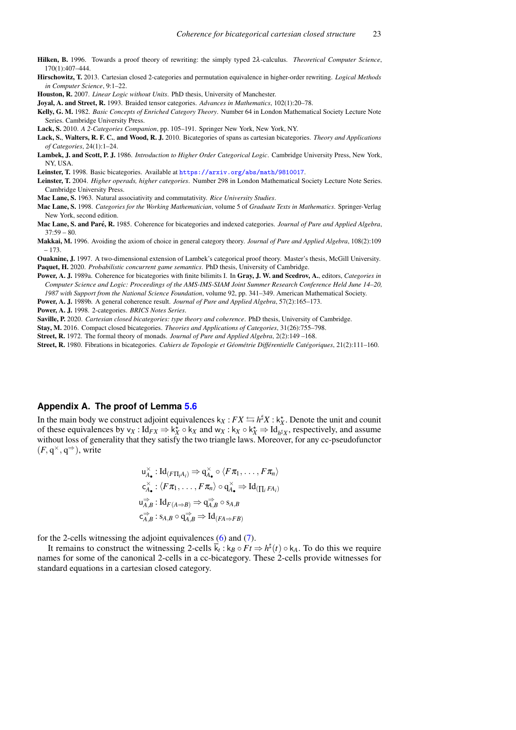**Hilken, B.** 1996. Towards a proof theory of rewriting: the simply typed $2\lambda$-calculus. *Theoretical Computer Science*, 170(1):407–444.

**Hirschowitz, T.** 2013. Cartesian closed 2-categories and permutation equivalence in higher-order rewriting. *Logical Methods in Computer Science*, 9:1–22.

**Houston, R.** 2007. *Linear Logic without Units*. PhD thesis, University of Manchester.

**Joyal, A. and Street, R.** 1993. Braided tensor categories. *Advances in Mathematics*, 102(1):20–78.

**Kelly, G. M.** 1982. *Basic Concepts of Enriched Category Theory*. Number 64 in London Mathematical Society Lecture Note Series. Cambridge University Press.

**Lack, S.** 2010. *A 2-Categories Companion*, pp. 105–191. Springer New York, New York, NY.

**Lack, S., Walters, R. F. C., and Wood, R. J.** 2010. Bicategories of spans as cartesian bicategories. *Theory and Applications of Categories*, 24(1):1–24.

**Lambek, J. and Scott, P. J.** 1986. *Introduction to Higher Order Categorical Logic*. Cambridge University Press, New York, NY, USA.

**Leinster, T.** 1998. Basic bicategories. Available at https://arxiv.org/abs/math/9810017.

**Leinster, T.** 2004. *Higher operads, higher categories*. Number 298 in London Mathematical Society Lecture Note Series. Cambridge University Press.

**Mac Lane, S.** 1963. Natural associativity and commutativity. *Rice University Studies*.

**Mac Lane, S.** 1998. *Categories for the Working Mathematician*, volume 5 of *Graduate Texts in Mathematics*. Springer-Verlag New York, second edition.

**Mac Lane, S. and Paré, R.** 1985. Coherence for bicategories and indexed categories. *Journal of Pure and Applied Algebra*, 37:59 – 80.

**Makkai, M.** 1996. Avoiding the axiom of choice in general category theory. *Journal of Pure and Applied Algebra*, 108(2):109 – 173.

**Ouaknine, J.** 1997. A two-dimensional extension of Lambek's categorical proof theory. Master's thesis, McGill University.

**Paquet, H.** 2020. *Probabilistic concurrent game semantics*. PhD thesis, University of Cambridge.

**Power, A. J.** 1989a. Coherence for bicategories with finite bilimits I. In **Gray, J. W. and Scedrov, A.**, editors, *Categories in Computer Science and Logic: Proceedings of the AMS-IMS-SIAM Joint Summer Research Conference Held June 14–20, 1987 with Support from the National Science Foundation*, volume 92, pp. 341–349. American Mathematical Society.

**Power, A. J.** 1989b. A general coherence result. *Journal of Pure and Applied Algebra*, 57(2):165–173.

**Power, A. J.** 1998. 2-categories. *BRICS Notes Series*.

**Saville, P.** 2020. *Cartesian closed bicategories: type theory and coherence*. PhD thesis, University of Cambridge.

**Stay, M.** 2016. Compact closed bicategories. *Theories and Applications of Categories*, 31(26):755–798.

**Street, R.** 1972. The formal theory of monads. *Journal of Pure and Applied Algebra*, 2(2):149 –168.

**Street, R.** 1980. Fibrations in bicategories. *Cahiers de Topologie et Géométrie Différentielle Catégoriques*, 21(2):111–160.

## Appendix A. The proof of Lemma 5.6

In the main body we construct adjoint equivalences $\mathsf{k}_X : FX \leftrightarrows h^\sharp X : \mathsf{k}_X^\star$. Denote the unit and counit of these equivalences by $\mathsf{v}_X : \mathrm{Id}_{FX} \Rightarrow \mathsf{k}_X^\star \circ \mathsf{k}_X$ and $\mathsf{w}_X : \mathsf{k}_X \circ \mathsf{k}_X^\star \Rightarrow \mathrm{Id}_{h^\sharp X}$, respectively, and assume without loss of generality that they satisfy the two triangle laws. Moreover, for any cc-pseudofunctor $(F, \mathsf{q}^\times, \mathsf{q}^\Rightarrow)$, write

$$
\begin{aligned}
\mathsf{u}^\times_{A_\bullet} &: \mathrm{Id}_{(F\prod_i A_i)} \Rightarrow \mathsf{q}^\times_{A_\bullet} \circ \langle F\pi_1, \ldots, F\pi_n \rangle \\
\mathsf{c}^\times_{A_\bullet} &: \langle F\pi_1, \ldots, F\pi_n \rangle \circ \mathsf{q}^\times_{A_\bullet} \Rightarrow \mathrm{Id}_{(\prod_i FA_i)} \\
\mathsf{u}^{\Rightarrow}_{A,B} &: \mathrm{Id}_{F(A \Rightarrow B)} \Rightarrow \mathsf{q}^{\Rightarrow}_{A,B} \circ \mathrm{s}_{A,B} \\
\mathsf{c}^{\Rightarrow}_{A,B} &: \mathrm{s}_{A,B} \circ \mathsf{q}^{\Rightarrow}_{A,B} \Rightarrow \mathrm{Id}_{(FA \Rightarrow FB)}
\end{aligned}
$$

for the 2-cells witnessing the adjoint equivalences (6) and (7).

It remains to construct the witnessing 2-cells $\overline{\mathsf{k}}_t : \mathsf{k}_B \circ Ft \Rightarrow h^\sharp(t) \circ \mathsf{k}_A$. To do this we require names for some of the canonical 2-cells in a cc-bicategory. These 2-cells provide witnesses for standard equations in a cartesian closed category.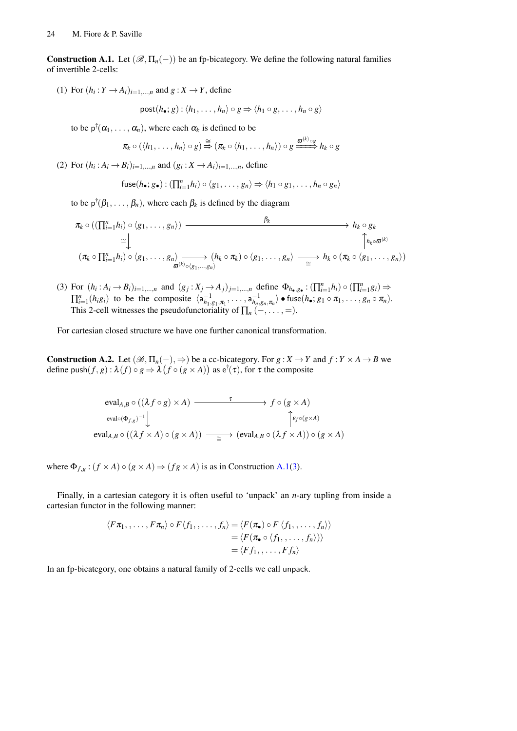**Construction A.1.** Let $(\mathscr{B}, \Pi_n(-))$ be an fp-bicategory. We define the following natural families of invertible 2-cells:

(1) For $(h_i : Y \to A_i)_{i=1,\ldots,n}$ and $g : X \to Y$, define

$$\mathsf{post}(h_\bullet; g) : \langle h_1, \ldots, h_n \rangle \circ g \Rightarrow \langle h_1 \circ g, \ldots, h_n \circ g \rangle$$

to be $\mathsf{p}^\dagger(\alpha_1, \ldots, \alpha_n)$, where each $\alpha_k$ is defined to be

$$\pi_k \circ (\langle h_1, \ldots, h_n \rangle \circ g) \stackrel{\cong}{\Rightarrow} (\pi_k \circ \langle h_1, \ldots, h_n \rangle) \circ g \xRightarrow{\varpi^{(k)} \circ g} h_k \circ g$$

(2) For $(h_i : A_i \to B_i)_{i=1,\ldots,n}$ and $(g_i : X \to A_i)_{i=1,\ldots,n}$, define

$$\mathsf{fuse}(h_\bullet; g_\bullet) : (\textstyle\prod_{i=1}^n h_i) \circ \langle g_1, \ldots, g_n \rangle \Rightarrow \langle h_1 \circ g_1, \ldots, h_n \circ g_n \rangle$$

to be $\mathsf{p}^\dagger(\beta_1, \ldots, \beta_n)$, where each $\beta_k$ is defined by the diagram

$$\begin{array}{ccccc}
\pi_k \circ ((\prod_{i=1}^n h_i) \circ \langle g_1, \ldots, g_n \rangle) & & \xrightarrow{\quad \beta_k \quad} & & h_k \circ g_k \\
\cong \downarrow & & & & \uparrow h_k \circ \varpi^{(k)} \\
(\pi_k \circ \prod_{i=1}^n h_i) \circ \langle g_1, \ldots, g_n \rangle & \xrightarrow[\varpi^{(k)} \circ \langle g_1, \ldots, g_n \rangle]{} & (h_k \circ \pi_k) \circ \langle g_1, \ldots, g_n \rangle & \xrightarrow[\cong]{} & h_k \circ (\pi_k \circ \langle g_1, \ldots, g_n \rangle)
\end{array}$$

(3) For $(h_i : A_i \to B_i)_{i=1,\ldots,n}$ and $(g_j : X_j \to A_j)_{j=1,\ldots,n}$ define $\Phi_{h_\bullet, g_\bullet} : (\prod_{i=1}^n h_i) \circ (\prod_{i=1}^n g_i) \Rightarrow \prod_{i=1}^n (h_i g_i)$ to be the composite $\langle \mathsf{a}^{-1}_{h_1, g_1, \pi_1}, \ldots, \mathsf{a}^{-1}_{h_n, g_n, \pi_n} \rangle \bullet \mathsf{fuse}(h_\bullet; g_1 \circ \pi_1, \ldots, g_n \circ \pi_n)$. This 2-cell witnesses the pseudofunctoriality of $\prod_n (-, \ldots, =)$.

For cartesian closed structure we have one further canonical transformation.

**Construction A.2.** Let $(\mathscr{B}, \Pi_n(-), \Rightarrow)$ be a cc-bicategory. For $g : X \to Y$ and $f : Y \times A \to B$ we define $\mathsf{push}(f, g) : \lambda(f) \circ g \Rightarrow \lambda\big(f \circ (g \times A)\big)$ as $\mathsf{e}^\dagger(\tau)$, for $\tau$ the composite

$$\begin{array}{ccc}
\mathrm{eval}_{A,B} \circ ((\lambda f \circ g) \times A) & \xrightarrow{\quad \tau \quad} & f \circ (g \times A) \\
\mathrm{eval} \circ (\Phi_{f,g})^{-1} \downarrow & & \uparrow \varepsilon_f \circ (g \times A) \\
\mathrm{eval}_{A,B} \circ ((\lambda f \times A) \circ (g \times A)) & \xrightarrow[\cong]{} & (\mathrm{eval}_{A,B} \circ (\lambda f \times A)) \circ (g \times A)
\end{array}$$

where $\Phi_{f,g} : (f \times A) \circ (g \times A) \Rightarrow (fg \times A)$ is as in Construction A.1(3).

Finally, in a cartesian category it is often useful to 'unpack' an $n$-ary tupling from inside a cartesian functor in the following manner:

$$\begin{aligned}
\langle F\pi_1, \ldots, F\pi_n \rangle \circ F\langle f_1, \ldots, f_n \rangle &= \langle F(\pi_\bullet) \circ F\,\langle f_1, \ldots, f_n \rangle \rangle \\
&= \langle F(\pi_\bullet \circ \langle f_1, \ldots, f_n \rangle) \rangle \\
&= \langle Ff_1, \ldots, Ff_n \rangle
\end{aligned}$$

In an fp-bicategory, one obtains a natural family of 2-cells we call $\mathsf{unpack}$.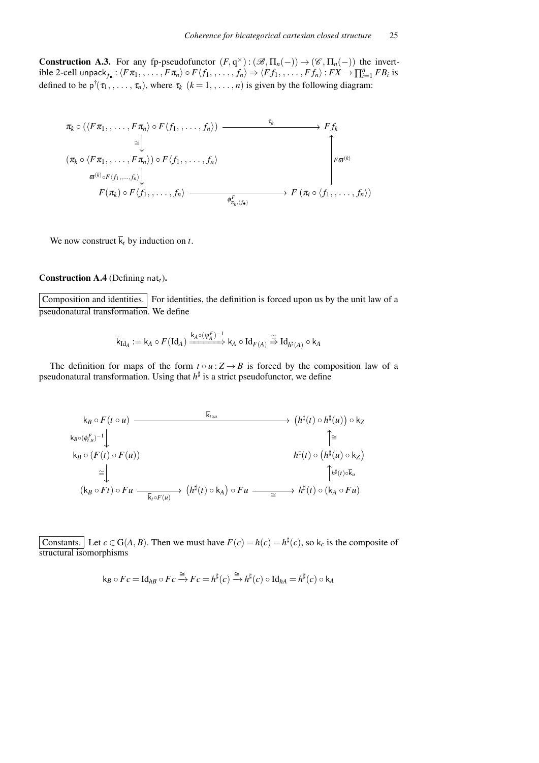**Construction A.3.** For any fp-pseudofunctor $(F, \mathrm{q}^{\times}) : (\mathscr{B}, \Pi_n(-)) \to (\mathscr{C}, \Pi_n(-))$ the invertible 2-cell $\mathsf{unpack}_{f_\bullet} : \langle F\pi_1, \ldots, F\pi_n \rangle \circ F\langle f_1, \ldots, f_n \rangle \Rightarrow \langle Ff_1, \ldots, Ff_n \rangle : FX \to \prod_{i=1}^{n} FB_i$ is defined to be $\mathsf{p}^{\dagger}(\tau_1, \ldots, \tau_n)$, where $\tau_k$ $(k = 1, \ldots, n)$ is given by the following diagram:

$$
\begin{array}{ccc}
\pi_k \circ (\langle F\pi_1, \ldots, F\pi_n \rangle \circ F\langle f_1, \ldots, f_n \rangle) & \xrightarrow{\quad \tau_k \quad} & Ff_k \\
\downarrow{\scriptstyle \cong} & & \uparrow{\scriptstyle F\varpi^{(k)}} \\
(\pi_k \circ \langle F\pi_1, \ldots, F\pi_n \rangle) \circ F\langle f_1, \ldots, f_n \rangle & & \\
\downarrow{\scriptstyle \varpi^{(k)} \circ F\langle f_1, \ldots, f_n \rangle} & & \\
F(\pi_k) \circ F\langle f_1, \ldots, f_n \rangle & \xrightarrow{\quad \phi^F_{\pi_k, \langle f_\bullet \rangle} \quad} & F(\pi_i \circ \langle f_1, \ldots, f_n \rangle)
\end{array}
$$

We now construct $\overline{\mathsf{k}}_t$ by induction on $t$.

**Construction A.4** (Defining $\mathsf{nat}_t$)**.**

Composition and identities. For identities, the definition is forced upon us by the unit law of a pseudonatural transformation. We define

$$
\overline{\mathsf{k}}_{\mathrm{Id}_A} := \mathsf{k}_A \circ F(\mathrm{Id}_A) \xrightarrow{\mathsf{k}_A \circ (\psi^F_A)^{-1}} \mathsf{k}_A \circ \mathrm{Id}_{F(A)} \stackrel{\cong}{\Rightarrow} \mathrm{Id}_{h^\sharp(A)} \circ \mathsf{k}_A
$$

The definition for maps of the form $t \circ u : Z \to B$ is forced by the composition law of a pseudonatural transformation. Using that $h^\sharp$ is a strict pseudofunctor, we define

$$
\begin{array}{ccccc}
\mathsf{k}_B \circ F(t \circ u) & & \xrightarrow{\quad \overline{\mathsf{k}}_{t \circ u} \quad} & & \left(h^\sharp(t) \circ h^\sharp(u)\right) \circ \mathsf{k}_Z \\
\downarrow{\scriptstyle \mathsf{k}_B \circ (\phi^F_{t,u})^{-1}} & & & & \uparrow{\scriptstyle \cong} \\
\mathsf{k}_B \circ (F(t) \circ F(u)) & & & & h^\sharp(t) \circ \left(h^\sharp(u) \circ \mathsf{k}_Z\right) \\
\downarrow{\scriptstyle \cong} & & & & \uparrow{\scriptstyle h^\sharp(t) \circ \overline{\mathsf{k}}_u} \\
(\mathsf{k}_B \circ Ft) \circ Fu & \xrightarrow{\overline{\mathsf{k}}_t \circ F(u)} & \left(h^\sharp(t) \circ \mathsf{k}_A\right) \circ Fu & \xrightarrow{\cong} & h^\sharp(t) \circ (\mathsf{k}_A \circ Fu)
\end{array}
$$

Constants. Let $c \in \mathrm{G}(A, B)$. Then we must have $F(c) = h(c) = h^\sharp(c)$, so $\mathsf{k}_c$ is the composite of structural isomorphisms

$$
\mathsf{k}_B \circ Fc = \mathrm{Id}_{hB} \circ Fc \xrightarrow{\cong} Fc = h^\sharp(c) \xrightarrow{\cong} h^\sharp(c) \circ \mathrm{Id}_{hA} = h^\sharp(c) \circ \mathsf{k}_A
$$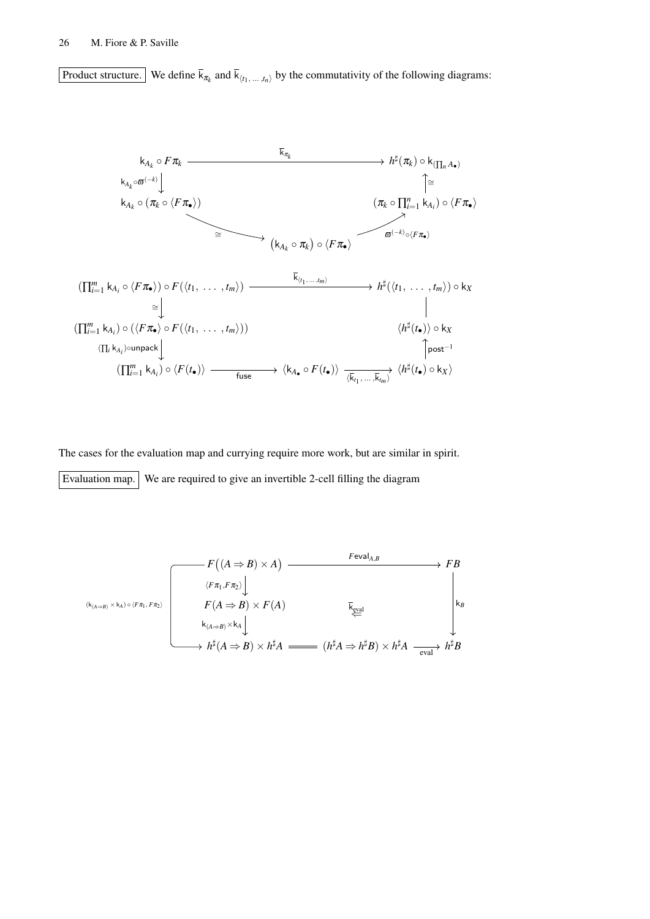Product structure. We define $\overline{\mathsf{k}}_{\pi_k}$ and $\overline{\mathsf{k}}_{\langle t_1, \ldots, t_n \rangle}$ by the commutativity of the following diagrams:

$$
\begin{array}{ccc}
\mathsf{k}_{A_k} \circ F\pi_k & \xrightarrow{\overline{\mathsf{k}}_{\pi_k}} & h^\sharp(\pi_k) \circ \mathsf{k}_{(\prod_n A_\bullet)} \\
\downarrow{\scriptstyle \mathsf{k}_{A_k} \circ \varpi^{(-k)}} & & \uparrow{\scriptstyle \cong} \\
\mathsf{k}_{A_k} \circ (\pi_k \circ \langle F\pi_\bullet \rangle) & & (\pi_k \circ \prod_{i=1}^n \mathsf{k}_{A_i}) \circ \langle F\pi_\bullet \rangle \\
& \searrow{\scriptstyle \cong} \quad (\mathsf{k}_{A_k} \circ \pi_k) \circ \langle F\pi_\bullet \rangle \quad \nearrow{\scriptstyle \varpi^{(-k)} \circ \langle F\pi_\bullet \rangle} &
\end{array}
$$

$$
\begin{array}{ccccc}
(\prod_{i=1}^m \mathsf{k}_{A_i} \circ \langle F\pi_\bullet \rangle) \circ F(\langle t_1, \ldots, t_m \rangle) & & \xrightarrow{\overline{\mathsf{k}}_{\langle t_1, \ldots, t_m \rangle}} & & h^\sharp(\langle t_1, \ldots, t_m \rangle) \circ \mathsf{k}_X \\
\downarrow{\scriptstyle \cong} & & & & \Big| \\
(\prod_{i=1}^m \mathsf{k}_{A_i}) \circ (\langle F\pi_\bullet \rangle \circ F(\langle t_1, \ldots, t_m \rangle)) & & & & \langle h^\sharp(t_\bullet) \rangle \circ \mathsf{k}_X \\
\downarrow{\scriptstyle (\prod_i \mathsf{k}_{A_i}) \circ \mathsf{unpack}} & & & & \uparrow{\scriptstyle \mathsf{post}^{-1}} \\
(\prod_{i=1}^m \mathsf{k}_{A_i}) \circ \langle F(t_\bullet) \rangle & \xrightarrow{\mathsf{fuse}} & \langle \mathsf{k}_{A_\bullet} \circ F(t_\bullet) \rangle & \xrightarrow{\langle \overline{\mathsf{k}}_{t_1}, \ldots, \overline{\mathsf{k}}_{t_m} \rangle} & \langle h^\sharp(t_\bullet) \circ \mathsf{k}_X \rangle
\end{array}
$$

The cases for the evaluation map and currying require more work, but are similar in spirit.

Evaluation map. We are required to give an invertible 2-cell filling the diagram

$$
\begin{array}{ccccc}
F\big((A \Rightarrow B) \times A\big) & & \xrightarrow{F\mathsf{eval}_{A,B}} & & FB \\
\downarrow{\scriptstyle \langle F\pi_1, F\pi_2 \rangle} & & & & \\
F(A \Rightarrow B) \times F(A) & & \overset{\overline{\mathsf{k}}_{\mathsf{eval}}}{\Leftarrow} & & \downarrow{\scriptstyle \mathsf{k}_B} \\
\downarrow{\scriptstyle \mathsf{k}_{(A \Rightarrow B)} \times \mathsf{k}_A} & & & & \\
h^\sharp(A \Rightarrow B) \times h^\sharp A & = & (h^\sharp A \Rightarrow h^\sharp B) \times h^\sharp A & \xrightarrow{\mathsf{eval}} & h^\sharp B
\end{array}
$$

where the left-hand composite is $(\mathsf{k}_{(A \Rightarrow B)} \times \mathsf{k}_A) \circ \langle F\pi_1, F\pi_2 \rangle$.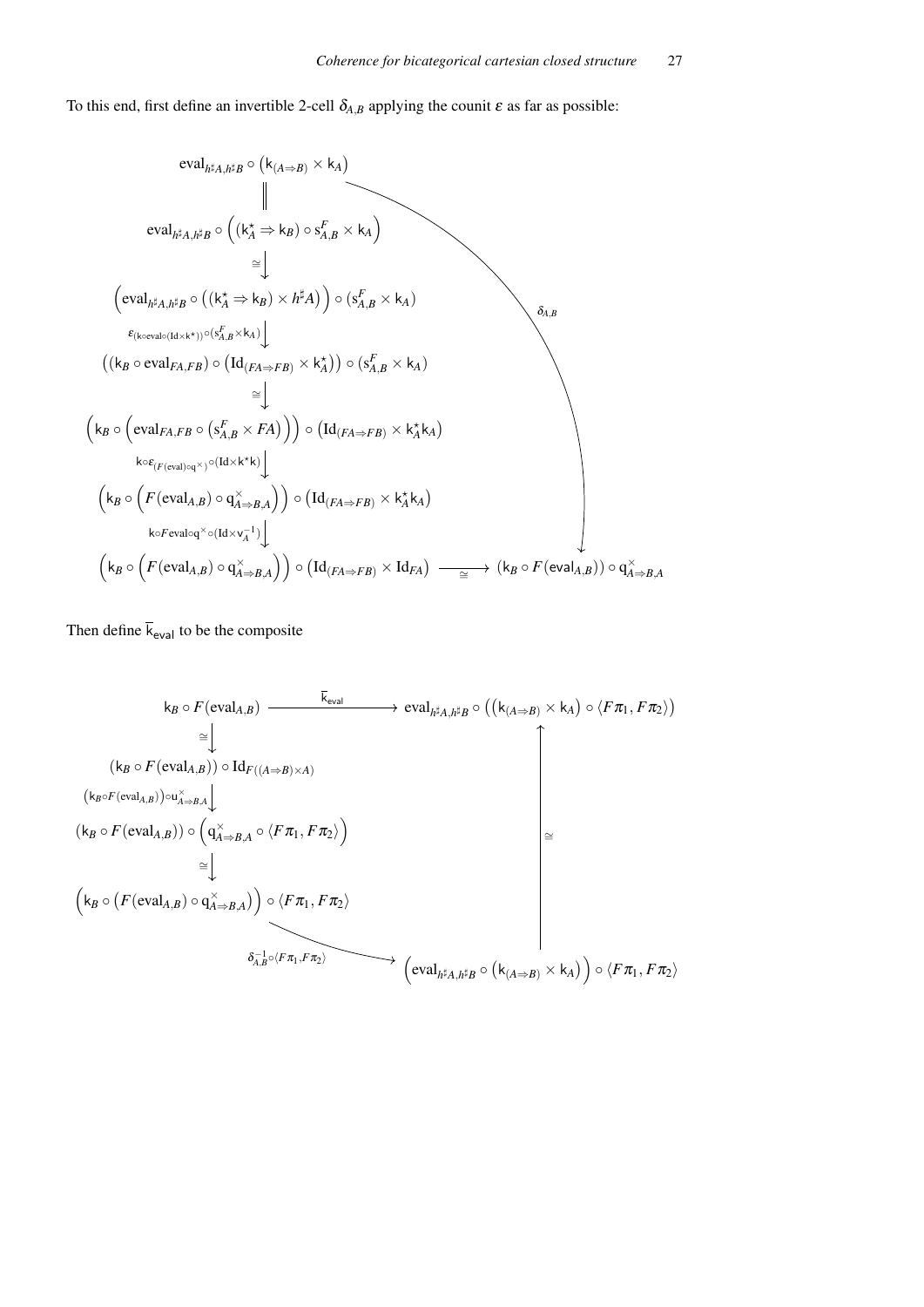To this end, first define an invertible 2-cell $\delta_{A,B}$ applying the counit $\varepsilon$ as far as possible:

$$
\begin{array}{c}
\mathrm{eval}_{h^\sharp A, h^\sharp B} \circ \left(\mathsf{k}_{(A\Rightarrow B)} \times \mathsf{k}_A\right) \\
\Big\| \\
\mathrm{eval}_{h^\sharp A, h^\sharp B} \circ \left(\left(\mathsf{k}^\star_A \Rightarrow \mathsf{k}_B\right) \circ \mathrm{s}^F_{A,B} \times \mathsf{k}_A\right) \\
\cong \big\downarrow \\
\left(\mathrm{eval}_{h^\sharp A, h^\sharp B} \circ \left(\left(\mathsf{k}^\star_A \Rightarrow \mathsf{k}_B\right) \times h^\sharp A\right)\right) \circ \left(\mathrm{s}^F_{A,B} \times \mathsf{k}_A\right) \\
\varepsilon_{(\mathsf{k}\circ \mathrm{eval} \circ (\mathrm{Id}\times \mathsf{k}^\star))} \circ (\mathrm{s}^F_{A,B} \times \mathsf{k}_A) \big\downarrow \\
\left(\left(\mathsf{k}_B \circ \mathrm{eval}_{FA,FB}\right) \circ \left(\mathrm{Id}_{(FA\Rightarrow FB)} \times \mathsf{k}^\star_A\right)\right) \circ \left(\mathrm{s}^F_{A,B} \times \mathsf{k}_A\right) \\
\cong \big\downarrow \\
\left(\mathsf{k}_B \circ \left(\mathrm{eval}_{FA,FB} \circ \left(\mathrm{s}^F_{A,B} \times FA\right)\right)\right) \circ \left(\mathrm{Id}_{(FA\Rightarrow FB)} \times \mathsf{k}^\star_A \mathsf{k}_A\right) \\
\mathsf{k} \circ \varepsilon_{(F(\mathrm{eval})\circ \mathrm{q}^\times)} \circ (\mathrm{Id} \times \mathsf{k}^\star \mathsf{k}) \big\downarrow \\
\left(\mathsf{k}_B \circ \left(F(\mathrm{eval}_{A,B}) \circ \mathrm{q}^\times_{A\Rightarrow B, A}\right)\right) \circ \left(\mathrm{Id}_{(FA\Rightarrow FB)} \times \mathsf{k}^\star_A \mathsf{k}_A\right) \\
\mathsf{k} \circ F \mathrm{eval} \circ \mathrm{q}^\times \circ (\mathrm{Id} \times \mathsf{v}_A^{-1}) \big\downarrow \\
\left(\mathsf{k}_B \circ \left(F(\mathrm{eval}_{A,B}) \circ \mathrm{q}^\times_{A\Rightarrow B, A}\right)\right) \circ \left(\mathrm{Id}_{(FA\Rightarrow FB)} \times \mathrm{Id}_{FA}\right) \xrightarrow{\cong} \left(\mathsf{k}_B \circ F(\mathsf{eval}_{A,B})\right) \circ \mathrm{q}^\times_{A\Rightarrow B, A}
\end{array}
$$

where the whole composite, from $\mathrm{eval}_{h^\sharp A, h^\sharp B} \circ \left(\mathsf{k}_{(A\Rightarrow B)} \times \mathsf{k}_A\right)$ to $\left(\mathsf{k}_B \circ F(\mathsf{eval}_{A,B})\right) \circ \mathrm{q}^\times_{A\Rightarrow B, A}$, is $\delta_{A,B}$.

Then define $\overline{\mathsf{k}}_{\mathsf{eval}}$ to be the composite

$$
\begin{array}{ccc}
\mathsf{k}_B \circ F(\mathrm{eval}_{A,B}) & \xrightarrow{\ \overline{\mathsf{k}}_{\mathsf{eval}}\ } & \mathrm{eval}_{h^\sharp A, h^\sharp B} \circ \left(\left(\mathsf{k}_{(A\Rightarrow B)} \times \mathsf{k}_A\right) \circ \langle F\pi_1, F\pi_2\rangle\right) \\
\cong \big\downarrow & & \big\uparrow \cong \\
\left(\mathsf{k}_B \circ F(\mathrm{eval}_{A,B})\right) \circ \mathrm{Id}_{F((A\Rightarrow B)\times A)} & & \\
\left(\mathsf{k}_B \circ F(\mathrm{eval}_{A,B})\right) \circ \mathrm{u}^\times_{A\Rightarrow B, A} \big\downarrow & & \\
\left(\mathsf{k}_B \circ F(\mathrm{eval}_{A,B})\right) \circ \left(\mathrm{q}^\times_{A\Rightarrow B, A} \circ \langle F\pi_1, F\pi_2\rangle\right) & & \\
\cong \big\downarrow & & \\
\left(\mathsf{k}_B \circ \left(F(\mathrm{eval}_{A,B}) \circ \mathrm{q}^\times_{A\Rightarrow B, A}\right)\right) \circ \langle F\pi_1, F\pi_2\rangle & \xrightarrow{\ \delta^{-1}_{A,B} \circ \langle F\pi_1, F\pi_2\rangle\ } & \left(\mathrm{eval}_{h^\sharp A, h^\sharp B} \circ \left(\mathsf{k}_{(A\Rightarrow B)} \times \mathsf{k}_A\right)\right) \circ \langle F\pi_1, F\pi_2\rangle
\end{array}
$$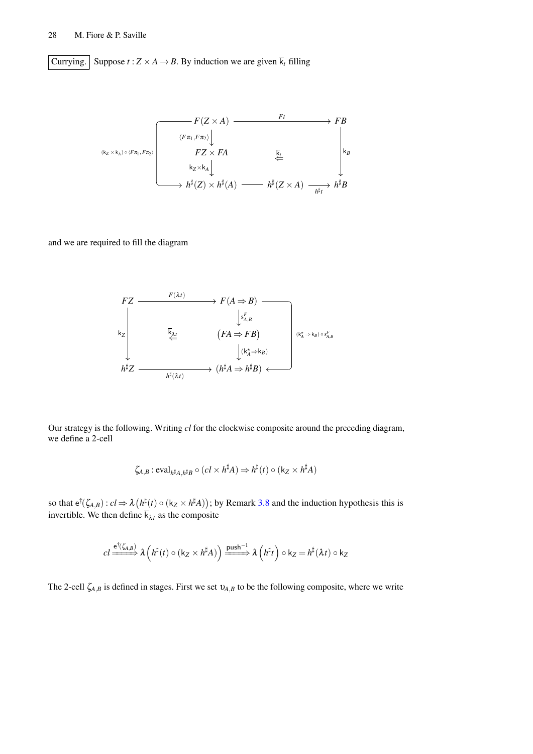Currying. Suppose $t : Z \times A \to B$. By induction we are given $\overline{\mathsf{k}}_t$ filling

$$
\begin{array}{ccccc}
F(Z \times A) & \xrightarrow{\quad Ft \quad} & & & FB \\
\downarrow{\scriptstyle \langle F\pi_1, F\pi_2 \rangle} & & & & \\
FZ \times FA & & \overset{\overline{\mathsf{k}}_t}{\Leftarrow} & & \downarrow{\scriptstyle \mathsf{k}_B} \\
\downarrow{\scriptstyle \mathsf{k}_Z \times \mathsf{k}_A} & & & & \\
h^\sharp(Z) \times h^\sharp(A) & \longrightarrow & h^\sharp(Z \times A) & \xrightarrow[h^\sharp t]{} & h^\sharp B
\end{array}
$$

(with the left-hand composite labelled $(\mathsf{k}_Z \times \mathsf{k}_A) \circ \langle F\pi_1, F\pi_2 \rangle$)

and we are required to fill the diagram

$$
\begin{array}{ccc}
FZ & \xrightarrow{\quad F(\lambda t) \quad} & F(A \Rightarrow B) \\
 & & \downarrow{\scriptstyle \mathsf{s}^F_{A,B}} \\
\downarrow{\scriptstyle \mathsf{k}_Z} & \overset{\overline{\mathsf{k}}_{\lambda t}}{\Leftarrow} & (FA \Rightarrow FB) \\
 & & \downarrow{\scriptstyle (\mathsf{k}^\star_A \Rightarrow \mathsf{k}_B)} \\
h^\sharp Z & \xrightarrow[h^\sharp(\lambda t)]{} & (h^\sharp A \Rightarrow h^\sharp B)
\end{array}
$$

(with the right-hand composite labelled $(\mathsf{k}^\star_A \Rightarrow \mathsf{k}_B) \circ \mathsf{s}^F_{A,B}$)

Our strategy is the following. Writing $cl$ for the clockwise composite around the preceding diagram, we define a 2-cell

$$\zeta_{A,B} : \mathrm{eval}_{h^\sharp A, h^\sharp B} \circ (cl \times h^\sharp A) \Rightarrow h^\sharp(t) \circ (\mathsf{k}_Z \times h^\sharp A)$$

so that $\mathsf{e}^\dagger(\zeta_{A,B}) : cl \Rightarrow \lambda\big(h^\sharp(t) \circ (\mathsf{k}_Z \times h^\sharp A)\big)$; by Remark 3.8 and the induction hypothesis this is invertible. We then define $\overline{\mathsf{k}}_{\lambda t}$ as the composite

$$cl \xRightarrow{\mathsf{e}^\dagger(\zeta_{A,B})} \lambda\Big(h^\sharp(t) \circ (\mathsf{k}_Z \times h^\sharp A)\Big) \xRightarrow{\mathsf{push}^{-1}} \lambda\Big(h^\sharp t\Big) \circ \mathsf{k}_Z = h^\sharp(\lambda t) \circ \mathsf{k}_Z$$

The 2-cell $\zeta_{A,B}$ is defined in stages. First we set $\upsilon_{A,B}$ to be the following composite, where we write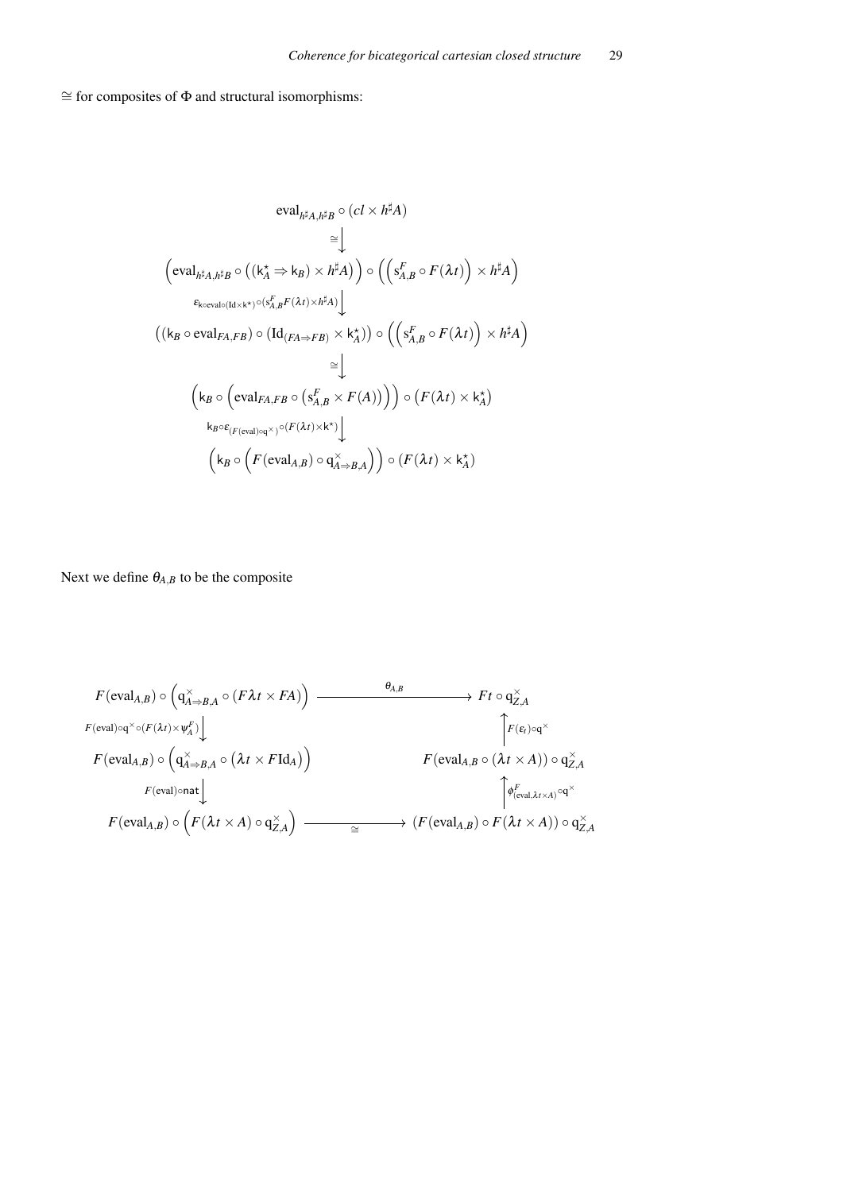$\cong$ for composites of $\Phi$ and structural isomorphisms:

$$
\begin{array}{c}
\mathrm{eval}_{h^\sharp A, h^\sharp B} \circ (cl \times h^\sharp A) \\
\Big\downarrow \cong \\
\Big(\mathrm{eval}_{h^\sharp A, h^\sharp B} \circ \big((\mathsf{k}_A^\star \Rightarrow \mathsf{k}_B) \times h^\sharp A\big)\Big) \circ \Big(\Big(\mathrm{s}^F_{A,B} \circ F(\lambda t)\Big) \times h^\sharp A\Big) \\
\Big\downarrow \varepsilon_{\mathsf{k} \circ \mathrm{eval} \circ (\mathrm{Id} \times \mathsf{k}^\star)} \circ (\mathrm{s}^F_{A,B} F(\lambda t) \times h^\sharp A) \\
\big((\mathsf{k}_B \circ \mathrm{eval}_{FA,FB}) \circ (\mathrm{Id}_{(FA \Rightarrow FB)} \times \mathsf{k}_A^\star)\big) \circ \Big(\Big(\mathrm{s}^F_{A,B} \circ F(\lambda t)\Big) \times h^\sharp A\Big) \\
\Big\downarrow \cong \\
\Big(\mathsf{k}_B \circ \Big(\mathrm{eval}_{FA,FB} \circ \big(\mathrm{s}^F_{A,B} \times F(A)\big)\Big)\Big) \circ \big(F(\lambda t) \times \mathsf{k}_A^\star\big) \\
\Big\downarrow \mathsf{k}_B \circ \varepsilon_{(F(\mathrm{eval}) \circ \mathrm{q}^\times)} \circ (F(\lambda t) \times \mathsf{k}^\star) \\
\Big(\mathsf{k}_B \circ \Big(F(\mathrm{eval}_{A,B}) \circ \mathrm{q}^\times_{A \Rightarrow B, A}\Big)\Big) \circ \big(F(\lambda t) \times \mathsf{k}_A^\star\big)
\end{array}
$$

Next we define $\theta_{A,B}$ to be the composite

$$
\begin{array}{ccc}
F(\mathrm{eval}_{A,B}) \circ \Big(\mathrm{q}^\times_{A \Rightarrow B, A} \circ (F\lambda t \times FA)\Big) & \xrightarrow{\quad \theta_{A,B} \quad} & Ft \circ \mathrm{q}^\times_{Z,A} \\
\Big\downarrow F(\mathrm{eval}) \circ \mathrm{q}^\times \circ (F(\lambda t) \times \psi^F_A) & & \Big\uparrow F(\varepsilon_t) \circ \mathrm{q}^\times \\
F(\mathrm{eval}_{A,B}) \circ \Big(\mathrm{q}^\times_{A \Rightarrow B, A} \circ \big(\lambda t \times F\mathrm{Id}_A\big)\Big) & & F(\mathrm{eval}_{A,B} \circ (\lambda t \times A)) \circ \mathrm{q}^\times_{Z,A} \\
\Big\downarrow F(\mathrm{eval}) \circ \mathsf{nat} & & \Big\uparrow \phi^F_{(\mathrm{eval}, \lambda t \times A)} \circ \mathrm{q}^\times \\
F(\mathrm{eval}_{A,B}) \circ \Big(F(\lambda t \times A) \circ \mathrm{q}^\times_{Z,A}\Big) & \xrightarrow[\cong]{\qquad} & \big(F(\mathrm{eval}_{A,B}) \circ F(\lambda t \times A)\big) \circ \mathrm{q}^\times_{Z,A}
\end{array}
$$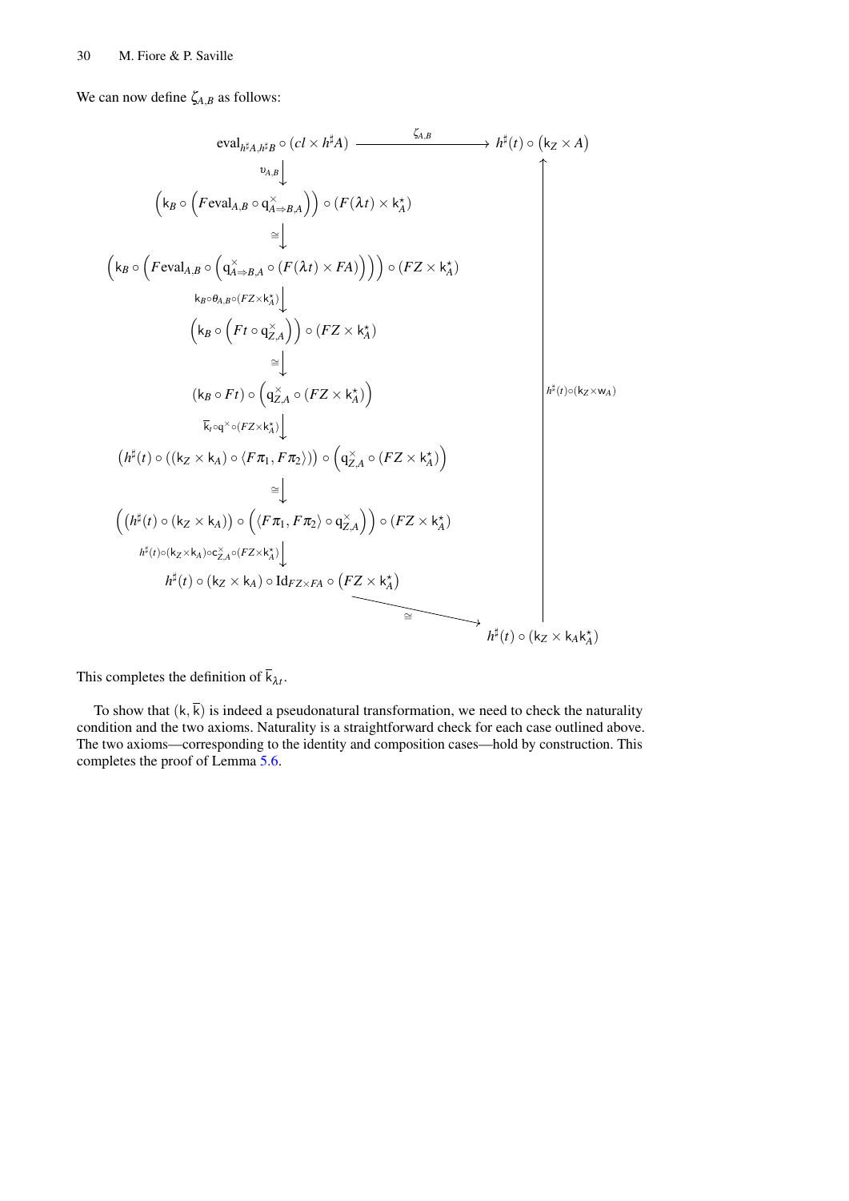We can now define $\zeta_{A,B}$ as follows:

$$
\begin{array}{c}
\mathrm{eval}_{h^\sharp A, h^\sharp B} \circ (cl \times h^\sharp A) \xrightarrow{\quad \zeta_{A,B} \quad} h^\sharp(t) \circ \left(\mathsf{k}_Z \times A\right) \\
\Big\downarrow {\scriptstyle \upsilon_{A,B}} \\
\left(\mathsf{k}_B \circ \left(F\mathrm{eval}_{A,B} \circ \mathrm{q}^{\times}_{A \Rightarrow B, A}\right)\right) \circ (F(\lambda t) \times \mathsf{k}^{\star}_A) \\
\Big\downarrow {\scriptstyle \cong} \\
\left(\mathsf{k}_B \circ \left(F\mathrm{eval}_{A,B} \circ \left(\mathrm{q}^{\times}_{A \Rightarrow B, A} \circ (F(\lambda t) \times FA)\right)\right)\right) \circ (FZ \times \mathsf{k}^{\star}_A) \\
\Big\downarrow {\scriptstyle \mathsf{k}_B \circ \theta_{A,B} \circ (FZ \times \mathsf{k}^{\star}_A)} \\
\left(\mathsf{k}_B \circ \left(Ft \circ \mathrm{q}^{\times}_{Z,A}\right)\right) \circ (FZ \times \mathsf{k}^{\star}_A) \\
\Big\downarrow {\scriptstyle \cong} \\
(\mathsf{k}_B \circ Ft) \circ \left(\mathrm{q}^{\times}_{Z,A} \circ (FZ \times \mathsf{k}^{\star}_A)\right) \\
\Big\downarrow {\scriptstyle \overline{\mathsf{k}}_t \circ \mathrm{q}^{\times} \circ (FZ \times \mathsf{k}^{\star}_A)} \\
\left(h^\sharp(t) \circ ((\mathsf{k}_Z \times \mathsf{k}_A) \circ \langle F\pi_1, F\pi_2 \rangle)\right) \circ \left(\mathrm{q}^{\times}_{Z,A} \circ (FZ \times \mathsf{k}^{\star}_A)\right) \\
\Big\downarrow {\scriptstyle \cong} \\
\left(\left(h^\sharp(t) \circ (\mathsf{k}_Z \times \mathsf{k}_A)\right) \circ \left(\langle F\pi_1, F\pi_2 \rangle \circ \mathrm{q}^{\times}_{Z,A}\right)\right) \circ (FZ \times \mathsf{k}^{\star}_A) \\
\Big\downarrow {\scriptstyle h^\sharp(t) \circ (\mathsf{k}_Z \times \mathsf{k}_A) \circ \mathsf{c}^{\times}_{Z,A} \circ (FZ \times \mathsf{k}^{\star}_A)} \\
h^\sharp(t) \circ (\mathsf{k}_Z \times \mathsf{k}_A) \circ \mathrm{Id}_{FZ \times FA} \circ \left(FZ \times \mathsf{k}^{\star}_A\right) \\
\Big\downarrow {\scriptstyle \cong} \\
h^\sharp(t) \circ (\mathsf{k}_Z \times \mathsf{k}_A \mathsf{k}^{\star}_A) \xrightarrow{\; h^\sharp(t) \circ (\mathsf{k}_Z \times \mathsf{w}_A) \;} h^\sharp(t) \circ \left(\mathsf{k}_Z \times A\right)
\end{array}
$$

This completes the definition of $\overline{\mathsf{k}}_{\lambda t}$.

To show that $(\mathsf{k}, \overline{\mathsf{k}})$ is indeed a pseudonatural transformation, we need to check the naturality condition and the two axioms. Naturality is a straightforward check for each case outlined above. The two axioms—corresponding to the identity and composition cases—hold by construction. This completes the proof of Lemma 5.6.